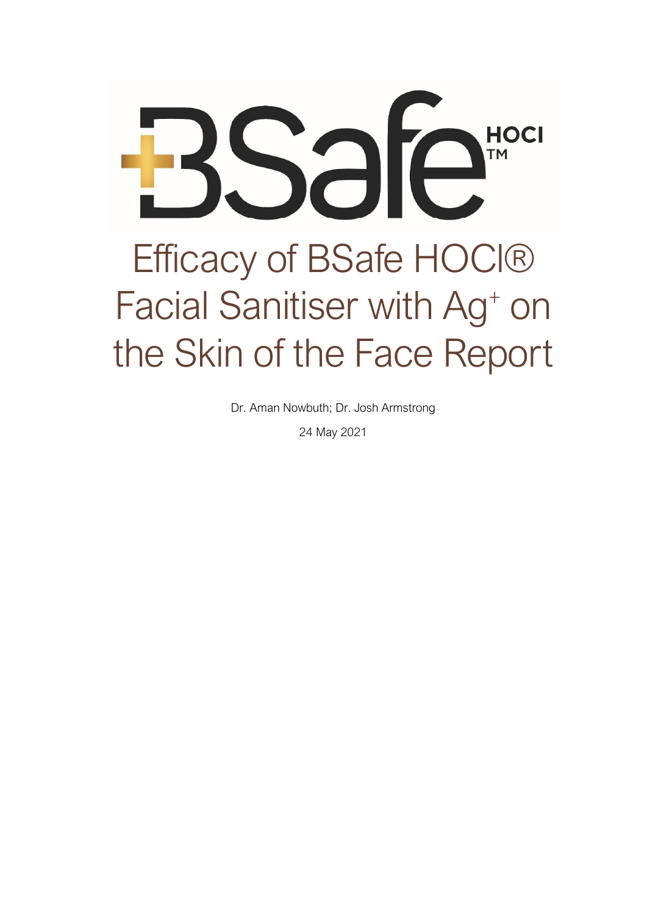BSafe HOCl™

# Efficacy of BSafe HOCl® Facial Sanitiser with $Ag^+$ on the Skin of the Face Report

Dr. Aman Nowbuth; Dr. Josh Armstrong

24 May 2021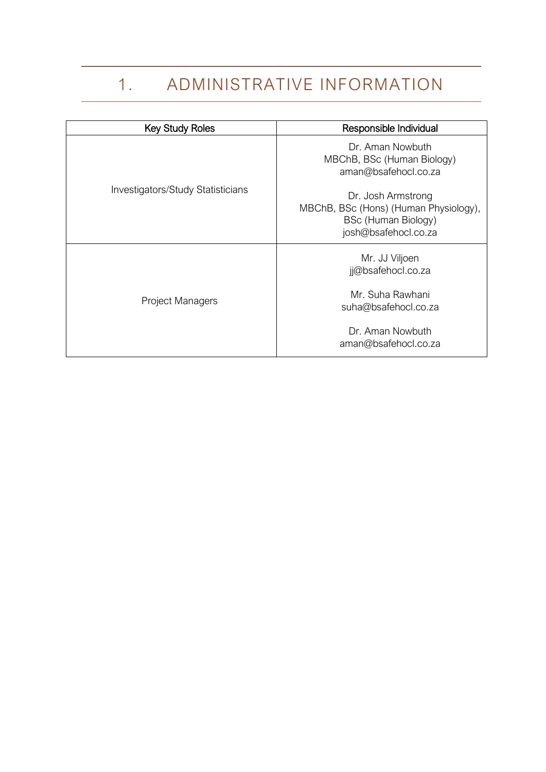# 1. ADMINISTRATIVE INFORMATION

| Key Study Roles | Responsible Individual |
| --- | --- |
| Investigators/Study Statisticians | Dr. Aman Nowbuth<br>MBChB, BSc (Human Biology)<br>aman@bsafehocl.co.za<br><br>Dr. Josh Armstrong<br>MBChB, BSc (Hons) (Human Physiology), BSc (Human Biology)<br>josh@bsafehocl.co.za |
| Project Managers | Mr. JJ Viljoen<br>jj@bsafehocl.co.za<br><br>Mr. Suha Rawhani<br>suha@bsafehocl.co.za<br><br>Dr. Aman Nowbuth<br>aman@bsafehocl.co.za |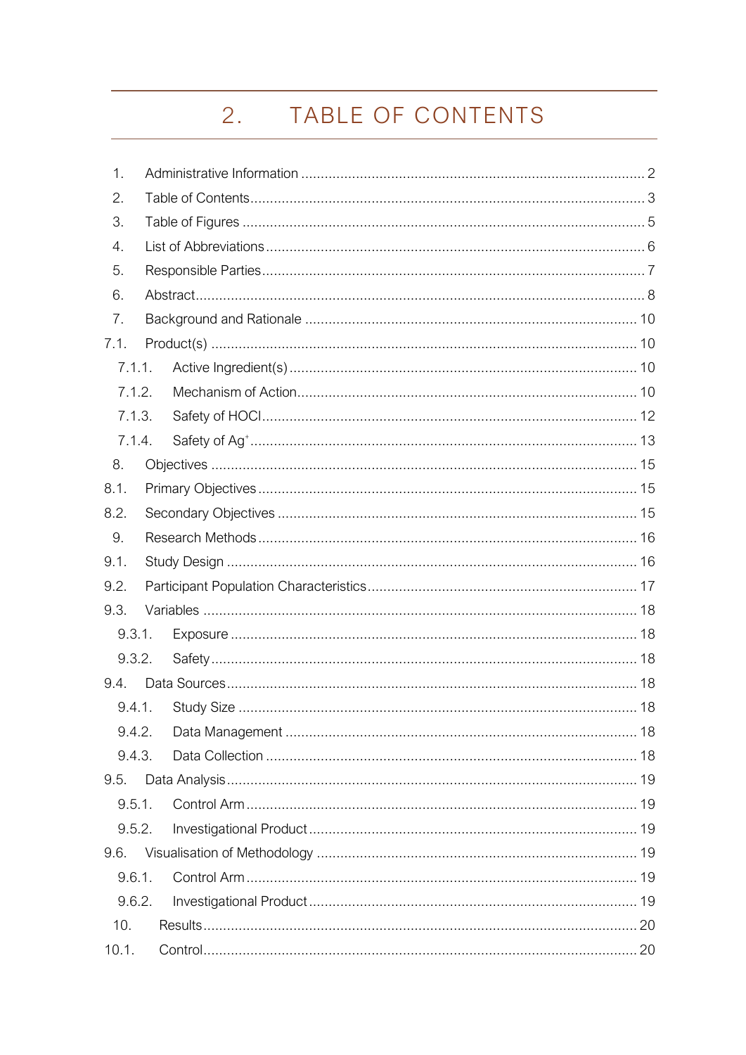# 2. TABLE OF CONTENTS

1. Administrative Information ........................................................ 2
2. Table of Contents ........................................................ 3
3. Table of Figures ........................................................ 5
4. List of Abbreviations ........................................................ 6
5. Responsible Parties ........................................................ 7
6. Abstract ........................................................ 8
7. Background and Rationale ........................................................ 10

7.1. Product(s) ........................................................ 10

- 7.1.1. Active Ingredient(s) ........................................................ 10
- 7.1.2. Mechanism of Action ........................................................ 10
- 7.1.3. Safety of HOCl ........................................................ 12
- 7.1.4. Safety of $Ag^{+}$ ........................................................ 13

8. Objectives ........................................................ 15

8.1. Primary Objectives ........................................................ 15

8.2. Secondary Objectives ........................................................ 15

9. Research Methods ........................................................ 16

9.1. Study Design ........................................................ 16

9.2. Participant Population Characteristics ........................................................ 17

9.3. Variables ........................................................ 18

- 9.3.1. Exposure ........................................................ 18
- 9.3.2. Safety ........................................................ 18

9.4. Data Sources ........................................................ 18

- 9.4.1. Study Size ........................................................ 18
- 9.4.2. Data Management ........................................................ 18
- 9.4.3. Data Collection ........................................................ 18

9.5. Data Analysis ........................................................ 19

- 9.5.1. Control Arm ........................................................ 19
- 9.5.2. Investigational Product ........................................................ 19

9.6. Visualisation of Methodology ........................................................ 19

- 9.6.1. Control Arm ........................................................ 19
- 9.6.2. Investigational Product ........................................................ 19

10. Results ........................................................ 20

10.1. Control ........................................................ 20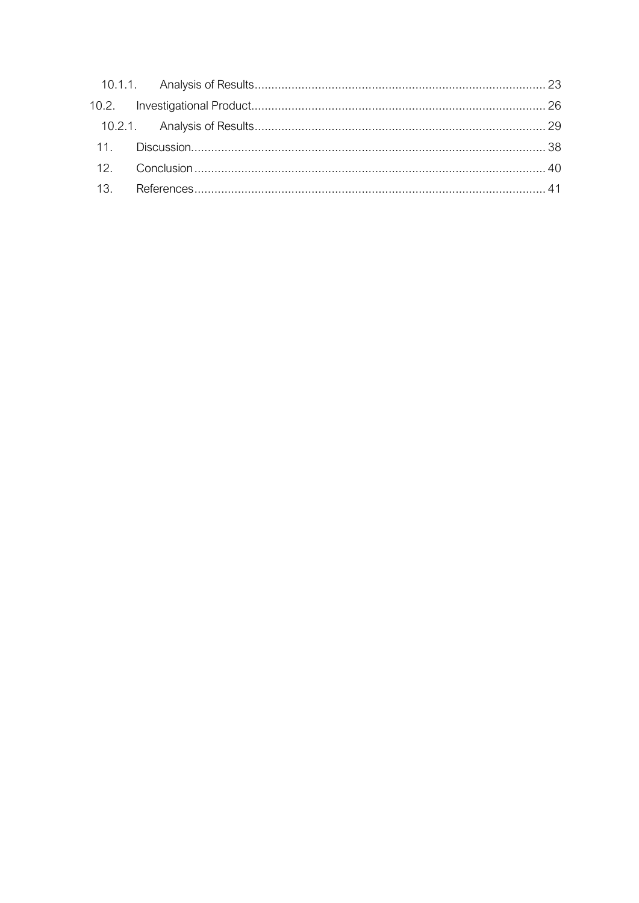10.1.1. Analysis of Results........................................................................................ 23

10.2. Investigational Product........................................................................................ 26

10.2.1. Analysis of Results........................................................................................ 29

11. Discussion........................................................................................................ 38

12. Conclusion........................................................................................................ 40

13. References........................................................................................................ 41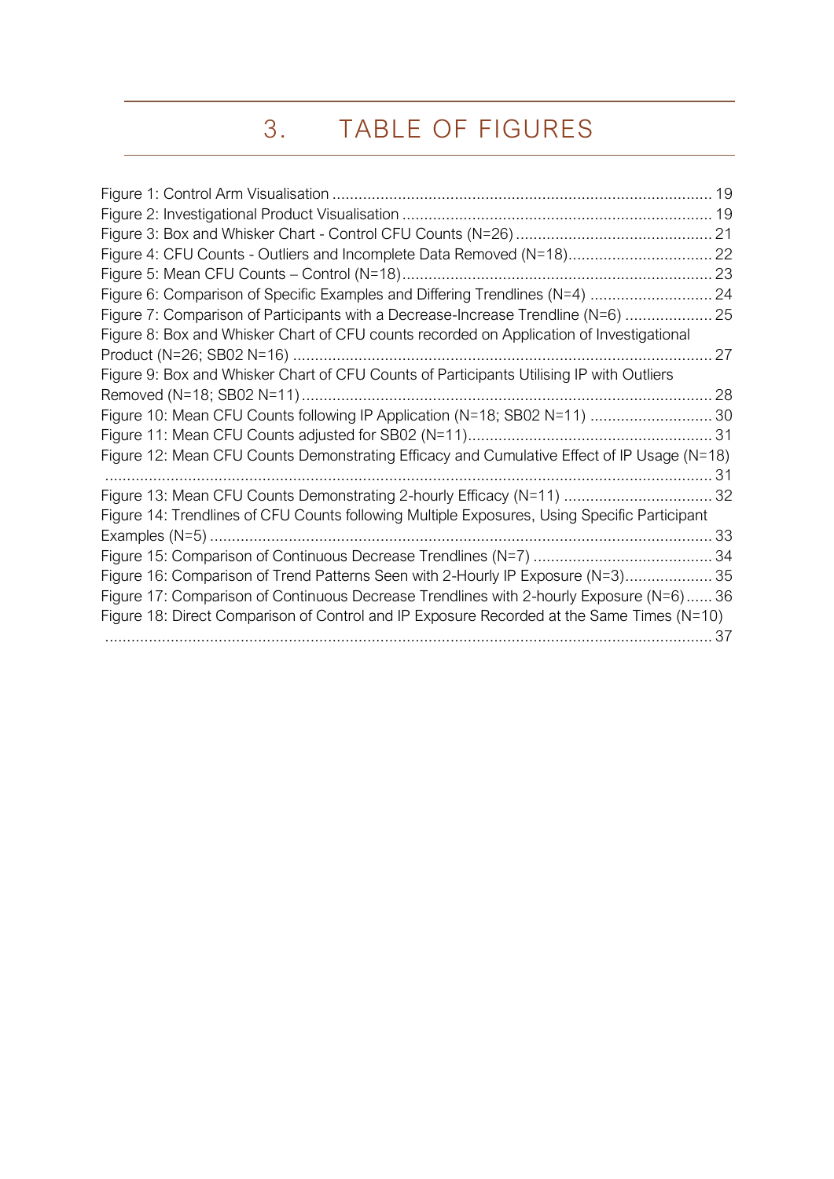# 3. TABLE OF FIGURES

Figure 1: Control Arm Visualisation ........................................................................................ 19
Figure 2: Investigational Product Visualisation ....................................................................... 19
Figure 3: Box and Whisker Chart - Control CFU Counts (N=26) ............................................. 21
Figure 4: CFU Counts - Outliers and Incomplete Data Removed (N=18)................................. 22
Figure 5: Mean CFU Counts – Control (N=18)....................................................................... 23
Figure 6: Comparison of Specific Examples and Differing Trendlines (N=4) ............................ 24
Figure 7: Comparison of Participants with a Decrease-Increase Trendline (N=6) .................... 25
Figure 8: Box and Whisker Chart of CFU counts recorded on Application of Investigational Product (N=26; SB02 N=16) ................................................................................................ 27
Figure 9: Box and Whisker Chart of CFU Counts of Participants Utilising IP with Outliers Removed (N=18; SB02 N=11)............................................................................................. 28
Figure 10: Mean CFU Counts following IP Application (N=18; SB02 N=11) ............................ 30
Figure 11: Mean CFU Counts adjusted for SB02 (N=11)........................................................ 31
Figure 12: Mean CFU Counts Demonstrating Efficacy and Cumulative Effect of IP Usage (N=18) ........................................................................................................................................... 31
Figure 13: Mean CFU Counts Demonstrating 2-hourly Efficacy (N=11) .................................. 32
Figure 14: Trendlines of CFU Counts following Multiple Exposures, Using Specific Participant Examples (N=5) ................................................................................................................... 33
Figure 15: Comparison of Continuous Decrease Trendlines (N=7) ......................................... 34
Figure 16: Comparison of Trend Patterns Seen with 2-Hourly IP Exposure (N=3).................... 35
Figure 17: Comparison of Continuous Decrease Trendlines with 2-hourly Exposure (N=6)...... 36
Figure 18: Direct Comparison of Control and IP Exposure Recorded at the Same Times (N=10) ........................................................................................................................................... 37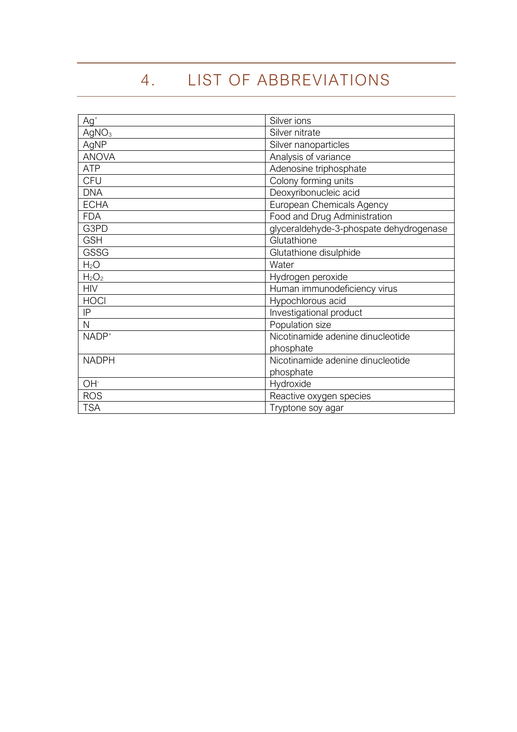# 4. LIST OF ABBREVIATIONS

| | |
|---|---|
| $Ag^+$ | Silver ions |
| $AgNO_3$ | Silver nitrate |
| AgNP | Silver nanoparticles |
| ANOVA | Analysis of variance |
| ATP | Adenosine triphosphate |
| CFU | Colony forming units |
| DNA | Deoxyribonucleic acid |
| ECHA | European Chemicals Agency |
| FDA | Food and Drug Administration |
| G3PD | glyceraldehyde-3-phospate dehydrogenase |
| GSH | Glutathione |
| GSSG | Glutathione disulphide |
| $H_2O$ | Water |
| $H_2O_2$ | Hydrogen peroxide |
| HIV | Human immunodeficiency virus |
| HOCl | Hypochlorous acid |
| IP | Investigational product |
| N | Population size |
| $NADP^+$ | Nicotinamide adenine dinucleotide phosphate |
| NADPH | Nicotinamide adenine dinucleotide phosphate |
| $OH^-$ | Hydroxide |
| ROS | Reactive oxygen species |
| TSA | Tryptone soy agar |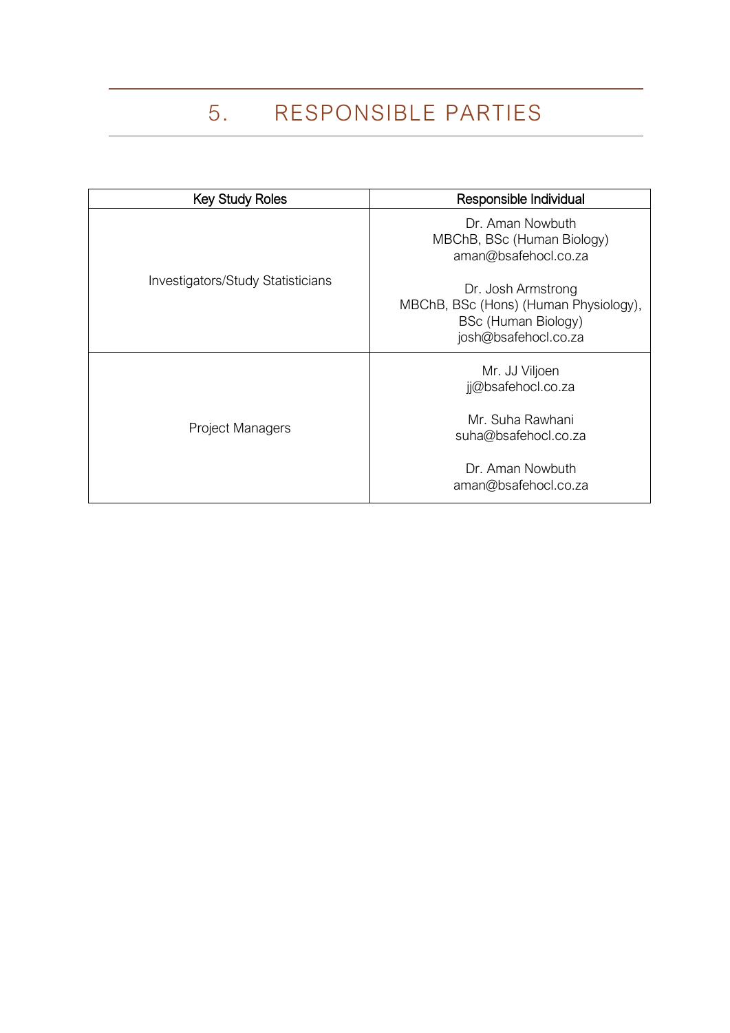# 5. RESPONSIBLE PARTIES

| Key Study Roles | Responsible Individual |
|---|---|
| Investigators/Study Statisticians | Dr. Aman Nowbuth<br>MBChB, BSc (Human Biology)<br>aman@bsafehocl.co.za<br><br>Dr. Josh Armstrong<br>MBChB, BSc (Hons) (Human Physiology),<br>BSc (Human Biology)<br>josh@bsafehocl.co.za |
| Project Managers | Mr. JJ Viljoen<br>jj@bsafehocl.co.za<br><br>Mr. Suha Rawhani<br>suha@bsafehocl.co.za<br><br>Dr. Aman Nowbuth<br>aman@bsafehocl.co.za |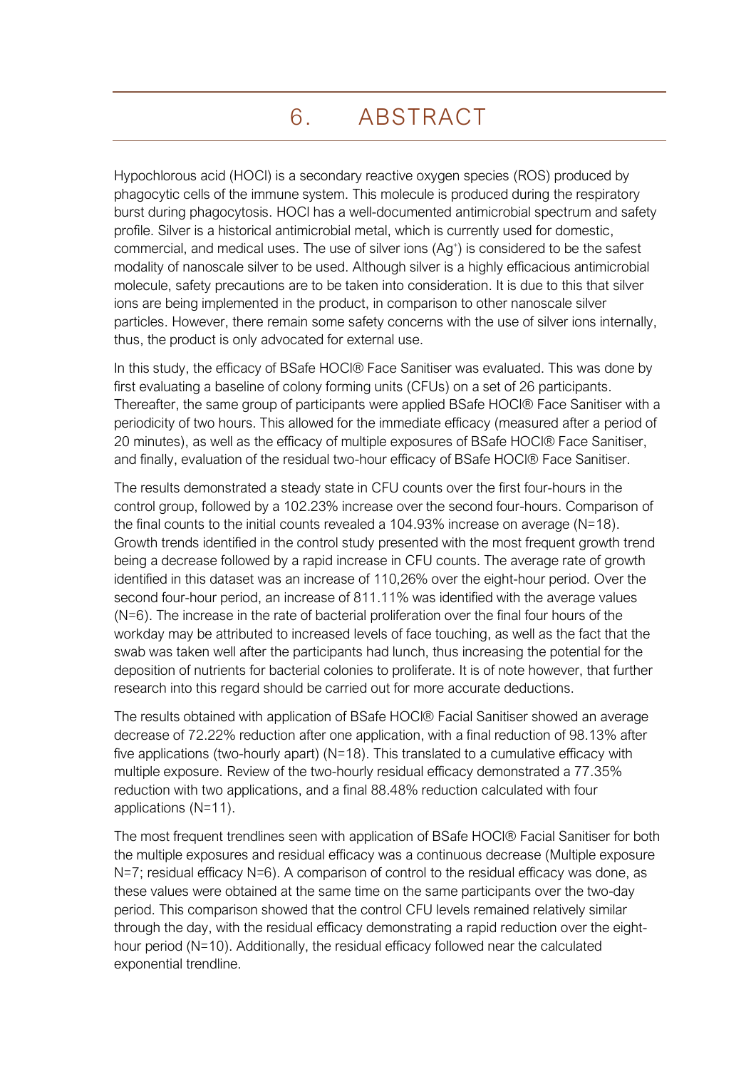# 6. ABSTRACT

Hypochlorous acid (HOCl) is a secondary reactive oxygen species (ROS) produced by phagocytic cells of the immune system. This molecule is produced during the respiratory burst during phagocytosis. HOCl has a well-documented antimicrobial spectrum and safety profile. Silver is a historical antimicrobial metal, which is currently used for domestic, commercial, and medical uses. The use of silver ions ($Ag^{+}$) is considered to be the safest modality of nanoscale silver to be used. Although silver is a highly efficacious antimicrobial molecule, safety precautions are to be taken into consideration. It is due to this that silver ions are being implemented in the product, in comparison to other nanoscale silver particles. However, there remain some safety concerns with the use of silver ions internally, thus, the product is only advocated for external use.

In this study, the efficacy of BSafe HOCl® Face Sanitiser was evaluated. This was done by first evaluating a baseline of colony forming units (CFUs) on a set of 26 participants. Thereafter, the same group of participants were applied BSafe HOCl® Face Sanitiser with a periodicity of two hours. This allowed for the immediate efficacy (measured after a period of 20 minutes), as well as the efficacy of multiple exposures of BSafe HOCl® Face Sanitiser, and finally, evaluation of the residual two-hour efficacy of BSafe HOCl® Face Sanitiser.

The results demonstrated a steady state in CFU counts over the first four-hours in the control group, followed by a 102.23% increase over the second four-hours. Comparison of the final counts to the initial counts revealed a 104.93% increase on average (N=18). Growth trends identified in the control study presented with the most frequent growth trend being a decrease followed by a rapid increase in CFU counts. The average rate of growth identified in this dataset was an increase of 110,26% over the eight-hour period. Over the second four-hour period, an increase of 811.11% was identified with the average values (N=6). The increase in the rate of bacterial proliferation over the final four hours of the workday may be attributed to increased levels of face touching, as well as the fact that the swab was taken well after the participants had lunch, thus increasing the potential for the deposition of nutrients for bacterial colonies to proliferate. It is of note however, that further research into this regard should be carried out for more accurate deductions.

The results obtained with application of BSafe HOCl® Facial Sanitiser showed an average decrease of 72.22% reduction after one application, with a final reduction of 98.13% after five applications (two-hourly apart) (N=18). This translated to a cumulative efficacy with multiple exposure. Review of the two-hourly residual efficacy demonstrated a 77.35% reduction with two applications, and a final 88.48% reduction calculated with four applications (N=11).

The most frequent trendlines seen with application of BSafe HOCl® Facial Sanitiser for both the multiple exposures and residual efficacy was a continuous decrease (Multiple exposure N=7; residual efficacy N=6). A comparison of control to the residual efficacy was done, as these values were obtained at the same time on the same participants over the two-day period. This comparison showed that the control CFU levels remained relatively similar through the day, with the residual efficacy demonstrating a rapid reduction over the eight-hour period (N=10). Additionally, the residual efficacy followed near the calculated exponential trendline.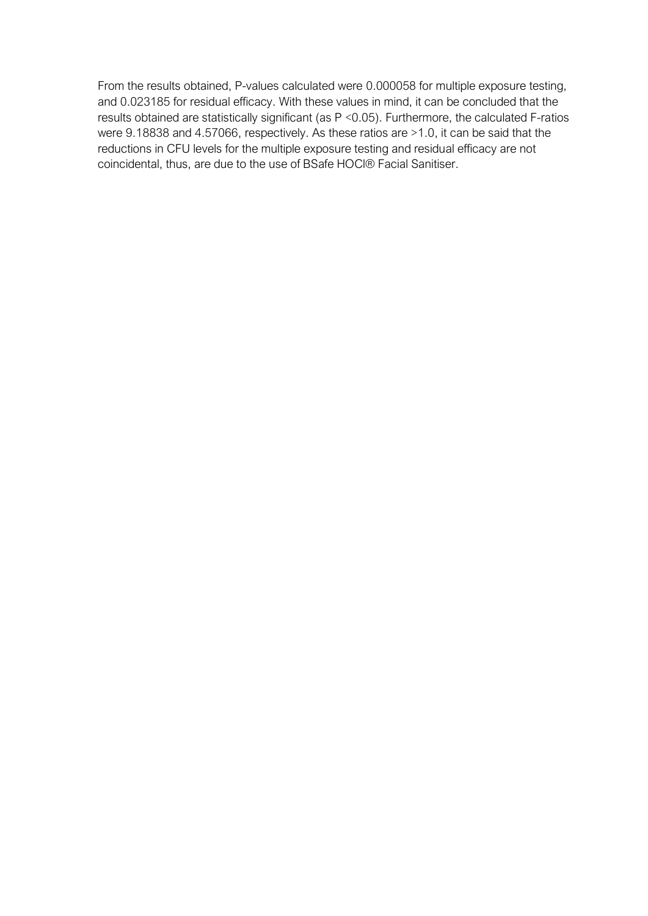From the results obtained, P-values calculated were 0.000058 for multiple exposure testing, and 0.023185 for residual efficacy. With these values in mind, it can be concluded that the results obtained are statistically significant (as $P < 0.05$). Furthermore, the calculated F-ratios were 9.18838 and 4.57066, respectively. As these ratios are >1.0, it can be said that the reductions in CFU levels for the multiple exposure testing and residual efficacy are not coincidental, thus, are due to the use of BSafe HOCl® Facial Sanitiser.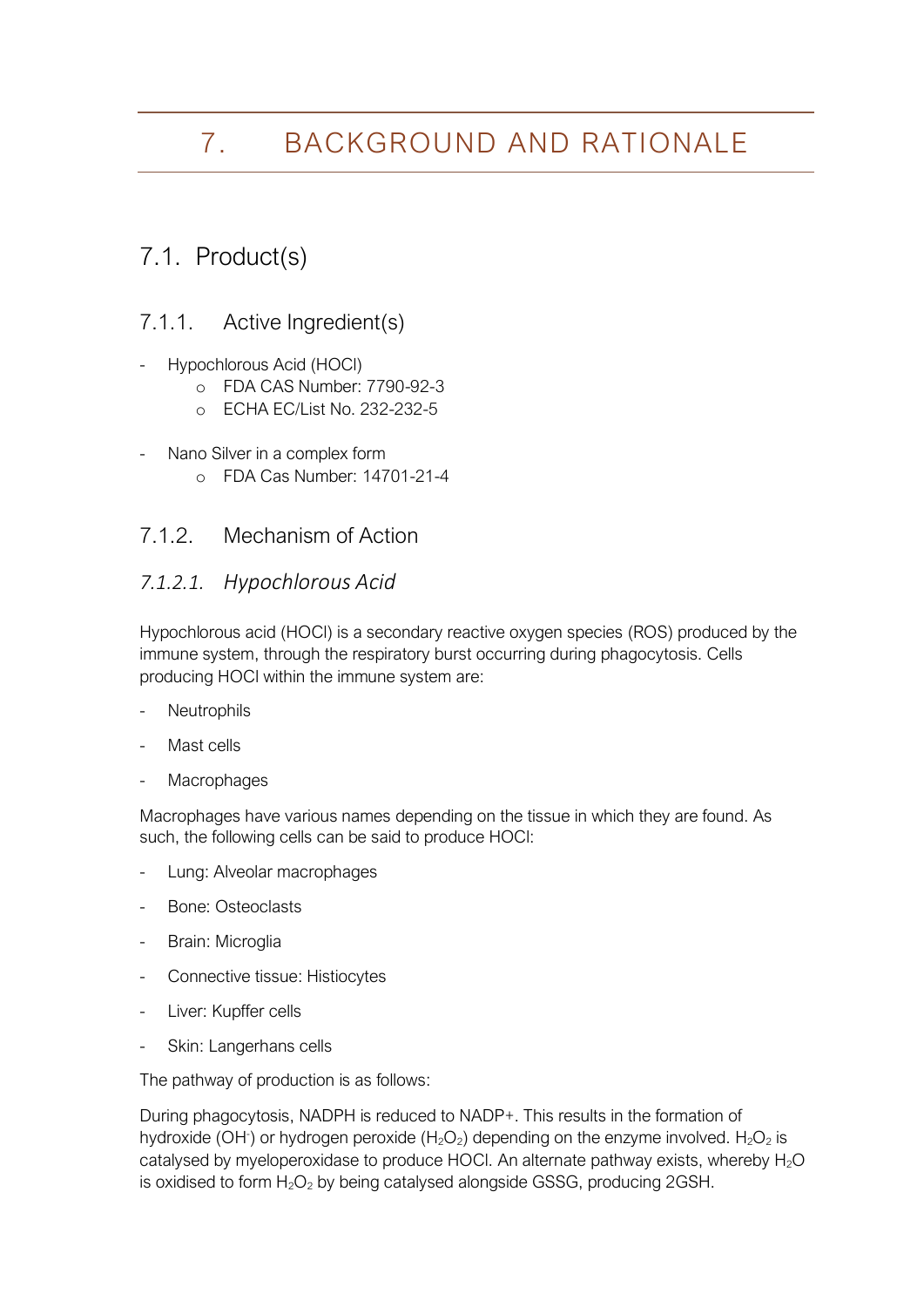# 7. BACKGROUND AND RATIONALE

## 7.1. Product(s)

### 7.1.1. Active Ingredient(s)

- Hypochlorous Acid (HOCl)
    - FDA CAS Number: 7790-92-3
    - ECHA EC/List No. 232-232-5

- Nano Silver in a complex form
    - FDA Cas Number: 14701-21-4

### 7.1.2. Mechanism of Action

#### *7.1.2.1. Hypochlorous Acid*

Hypochlorous acid (HOCl) is a secondary reactive oxygen species (ROS) produced by the immune system, through the respiratory burst occurring during phagocytosis. Cells producing HOCl within the immune system are:

- Neutrophils
- Mast cells
- Macrophages

Macrophages have various names depending on the tissue in which they are found. As such, the following cells can be said to produce HOCl:

- Lung: Alveolar macrophages
- Bone: Osteoclasts
- Brain: Microglia
- Connective tissue: Histiocytes
- Liver: Kupffer cells
- Skin: Langerhans cells

The pathway of production is as follows:

During phagocytosis, NADPH is reduced to NADP+. This results in the formation of hydroxide ($OH^-$) or hydrogen peroxide ($H_2O_2$) depending on the enzyme involved. $H_2O_2$ is catalysed by myeloperoxidase to produce HOCl. An alternate pathway exists, whereby $H_2O$ is oxidised to form $H_2O_2$ by being catalysed alongside GSSG, producing 2GSH.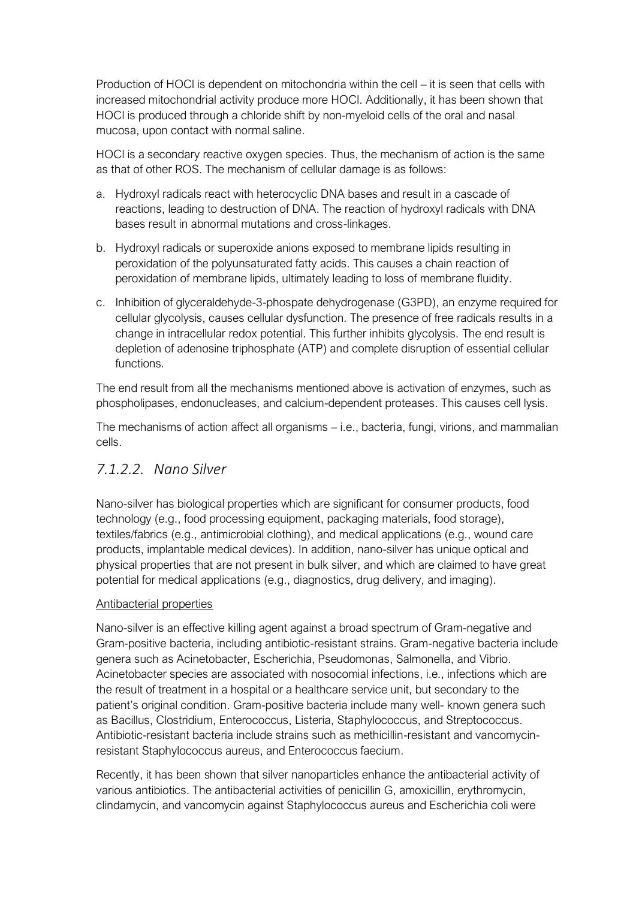Production of HOCl is dependent on mitochondria within the cell – it is seen that cells with increased mitochondrial activity produce more HOCl. Additionally, it has been shown that HOCl is produced through a chloride shift by non-myeloid cells of the oral and nasal mucosa, upon contact with normal saline.

HOCl is a secondary reactive oxygen species. Thus, the mechanism of action is the same as that of other ROS. The mechanism of cellular damage is as follows:

a. Hydroxyl radicals react with heterocyclic DNA bases and result in a cascade of reactions, leading to destruction of DNA. The reaction of hydroxyl radicals with DNA bases result in abnormal mutations and cross-linkages.

b. Hydroxyl radicals or superoxide anions exposed to membrane lipids resulting in peroxidation of the polyunsaturated fatty acids. This causes a chain reaction of peroxidation of membrane lipids, ultimately leading to loss of membrane fluidity.

c. Inhibition of glyceraldehyde-3-phospate dehydrogenase (G3PD), an enzyme required for cellular glycolysis, causes cellular dysfunction. The presence of free radicals results in a change in intracellular redox potential. This further inhibits glycolysis. The end result is depletion of adenosine triphosphate (ATP) and complete disruption of essential cellular functions.

The end result from all the mechanisms mentioned above is activation of enzymes, such as phospholipases, endonucleases, and calcium-dependent proteases. This causes cell lysis.

The mechanisms of action affect all organisms – i.e., bacteria, fungi, virions, and mammalian cells.

### *7.1.2.2. Nano Silver*

Nano-silver has biological properties which are significant for consumer products, food technology (e.g., food processing equipment, packaging materials, food storage), textiles/fabrics (e.g., antimicrobial clothing), and medical applications (e.g., wound care products, implantable medical devices). In addition, nano-silver has unique optical and physical properties that are not present in bulk silver, and which are claimed to have great potential for medical applications (e.g., diagnostics, drug delivery, and imaging).

Antibacterial properties

Nano-silver is an effective killing agent against a broad spectrum of Gram-negative and Gram-positive bacteria, including antibiotic-resistant strains. Gram-negative bacteria include genera such as Acinetobacter, Escherichia, Pseudomonas, Salmonella, and Vibrio. Acinetobacter species are associated with nosocomial infections, i.e., infections which are the result of treatment in a hospital or a healthcare service unit, but secondary to the patient's original condition. Gram-positive bacteria include many well- known genera such as Bacillus, Clostridium, Enterococcus, Listeria, Staphylococcus, and Streptococcus. Antibiotic-resistant bacteria include strains such as methicillin-resistant and vancomycin-resistant Staphylococcus aureus, and Enterococcus faecium.

Recently, it has been shown that silver nanoparticles enhance the antibacterial activity of various antibiotics. The antibacterial activities of penicillin G, amoxicillin, erythromycin, clindamycin, and vancomycin against Staphylococcus aureus and Escherichia coli were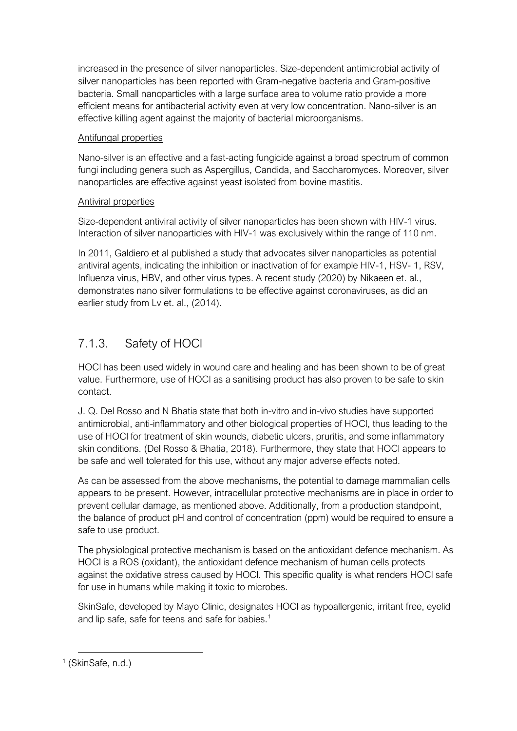increased in the presence of silver nanoparticles. Size-dependent antimicrobial activity of silver nanoparticles has been reported with Gram-negative bacteria and Gram-positive bacteria. Small nanoparticles with a large surface area to volume ratio provide a more efficient means for antibacterial activity even at very low concentration. Nano-silver is an effective killing agent against the majority of bacterial microorganisms.

Antifungal properties

Nano-silver is an effective and a fast-acting fungicide against a broad spectrum of common fungi including genera such as Aspergillus, Candida, and Saccharomyces. Moreover, silver nanoparticles are effective against yeast isolated from bovine mastitis.

Antiviral properties

Size-dependent antiviral activity of silver nanoparticles has been shown with HIV-1 virus. Interaction of silver nanoparticles with HIV-1 was exclusively within the range of 110 nm.

In 2011, Galdiero et al published a study that advocates silver nanoparticles as potential antiviral agents, indicating the inhibition or inactivation of for example HIV-1, HSV- 1, RSV, Influenza virus, HBV, and other virus types. A recent study (2020) by Nikaeen et. al., demonstrates nano silver formulations to be effective against coronaviruses, as did an earlier study from Lv et. al., (2014).

### 7.1.3. Safety of HOCl

HOCl has been used widely in wound care and healing and has been shown to be of great value. Furthermore, use of HOCl as a sanitising product has also proven to be safe to skin contact.

J. Q. Del Rosso and N Bhatia state that both in-vitro and in-vivo studies have supported antimicrobial, anti-inflammatory and other biological properties of HOCl, thus leading to the use of HOCl for treatment of skin wounds, diabetic ulcers, pruritis, and some inflammatory skin conditions. (Del Rosso & Bhatia, 2018). Furthermore, they state that HOCl appears to be safe and well tolerated for this use, without any major adverse effects noted.

As can be assessed from the above mechanisms, the potential to damage mammalian cells appears to be present. However, intracellular protective mechanisms are in place in order to prevent cellular damage, as mentioned above. Additionally, from a production standpoint, the balance of product pH and control of concentration (ppm) would be required to ensure a safe to use product.

The physiological protective mechanism is based on the antioxidant defence mechanism. As HOCl is a ROS (oxidant), the antioxidant defence mechanism of human cells protects against the oxidative stress caused by HOCl. This specific quality is what renders HOCl safe for use in humans while making it toxic to microbes.

SkinSafe, developed by Mayo Clinic, designates HOCl as hypoallergenic, irritant free, eyelid and lip safe, safe for teens and safe for babies.[1]

[1] (SkinSafe, n.d.)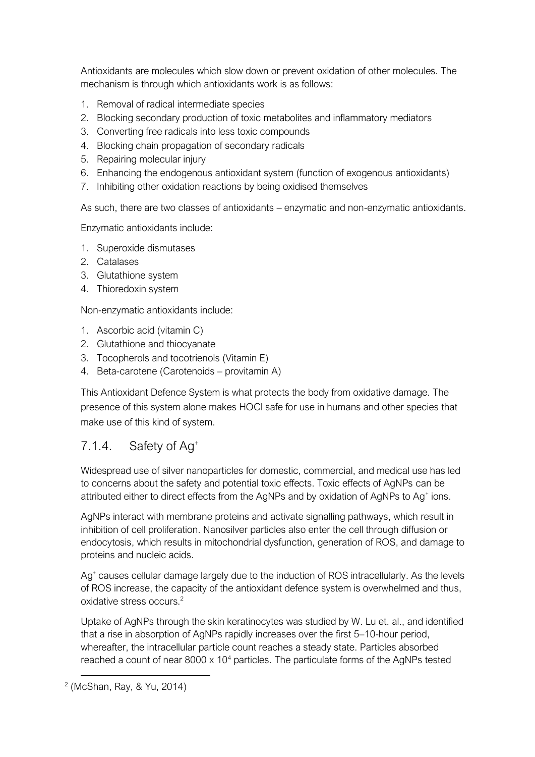Antioxidants are molecules which slow down or prevent oxidation of other molecules. The mechanism is through which antioxidants work is as follows:

1. Removal of radical intermediate species
2. Blocking secondary production of toxic metabolites and inflammatory mediators
3. Converting free radicals into less toxic compounds
4. Blocking chain propagation of secondary radicals
5. Repairing molecular injury
6. Enhancing the endogenous antioxidant system (function of exogenous antioxidants)
7. Inhibiting other oxidation reactions by being oxidised themselves

As such, there are two classes of antioxidants – enzymatic and non-enzymatic antioxidants.

Enzymatic antioxidants include:

1. Superoxide dismutases
2. Catalases
3. Glutathione system
4. Thioredoxin system

Non-enzymatic antioxidants include:

1. Ascorbic acid (vitamin C)
2. Glutathione and thiocyanate
3. Tocopherols and tocotrienols (Vitamin E)
4. Beta-carotene (Carotenoids – provitamin A)

This Antioxidant Defence System is what protects the body from oxidative damage. The presence of this system alone makes HOCl safe for use in humans and other species that make use of this kind of system.

### 7.1.4. Safety of $Ag^+$

Widespread use of silver nanoparticles for domestic, commercial, and medical use has led to concerns about the safety and potential toxic effects. Toxic effects of AgNPs can be attributed either to direct effects from the AgNPs and by oxidation of AgNPs to $Ag^+$ ions.

AgNPs interact with membrane proteins and activate signalling pathways, which result in inhibition of cell proliferation. Nanosilver particles also enter the cell through diffusion or endocytosis, which results in mitochondrial dysfunction, generation of ROS, and damage to proteins and nucleic acids.

$Ag^+$ causes cellular damage largely due to the induction of ROS intracellularly. As the levels of ROS increase, the capacity of the antioxidant defence system is overwhelmed and thus, oxidative stress occurs.[2]

Uptake of AgNPs through the skin keratinocytes was studied by W. Lu et. al., and identified that a rise in absorption of AgNPs rapidly increases over the first 5–10-hour period, whereafter, the intracellular particle count reaches a steady state. Particles absorbed reached a count of near $8000 \times 10^4$ particles. The particulate forms of the AgNPs tested

[2] (McShan, Ray, & Yu, 2014)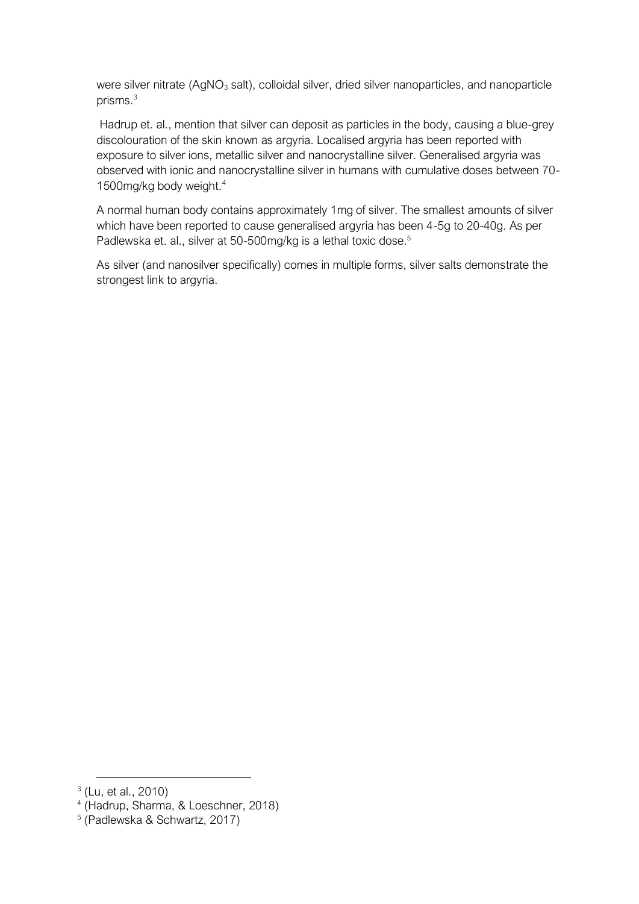were silver nitrate ($AgNO_3$ salt), colloidal silver, dried silver nanoparticles, and nanoparticle prisms.[3]

Hadrup et. al., mention that silver can deposit as particles in the body, causing a blue-grey discolouration of the skin known as argyria. Localised argyria has been reported with exposure to silver ions, metallic silver and nanocrystalline silver. Generalised argyria was observed with ionic and nanocrystalline silver in humans with cumulative doses between 70-1500mg/kg body weight.[4]

A normal human body contains approximately 1mg of silver. The smallest amounts of silver which have been reported to cause generalised argyria has been 4-5g to 20-40g. As per Padlewska et. al., silver at 50-500mg/kg is a lethal toxic dose.[5]

As silver (and nanosilver specifically) comes in multiple forms, silver salts demonstrate the strongest link to argyria.

[3] (Lu, et al., 2010)

[4] (Hadrup, Sharma, & Loeschner, 2018)

[5] (Padlewska & Schwartz, 2017)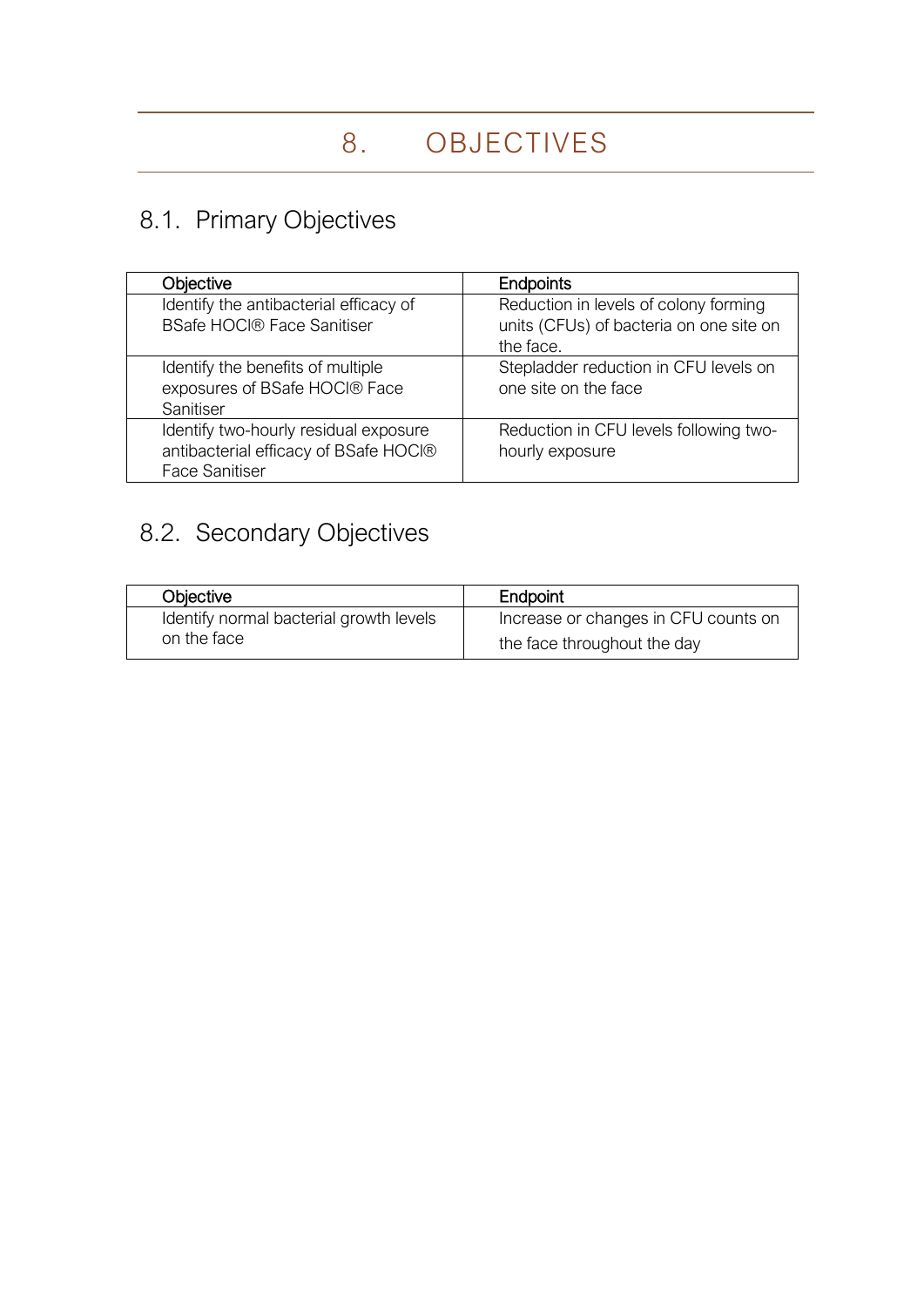# 8. OBJECTIVES

## 8.1. Primary Objectives

| Objective | Endpoints |
|---|---|
| Identify the antibacterial efficacy of BSafe HOCl® Face Sanitiser | Reduction in levels of colony forming units (CFUs) of bacteria on one site on the face. |
| Identify the benefits of multiple exposures of BSafe HOCl® Face Sanitiser | Stepladder reduction in CFU levels on one site on the face |
| Identify two-hourly residual exposure antibacterial efficacy of BSafe HOCl® Face Sanitiser | Reduction in CFU levels following two-hourly exposure |

## 8.2. Secondary Objectives

| Objective | Endpoint |
|---|---|
| Identify normal bacterial growth levels on the face | Increase or changes in CFU counts on the face throughout the day |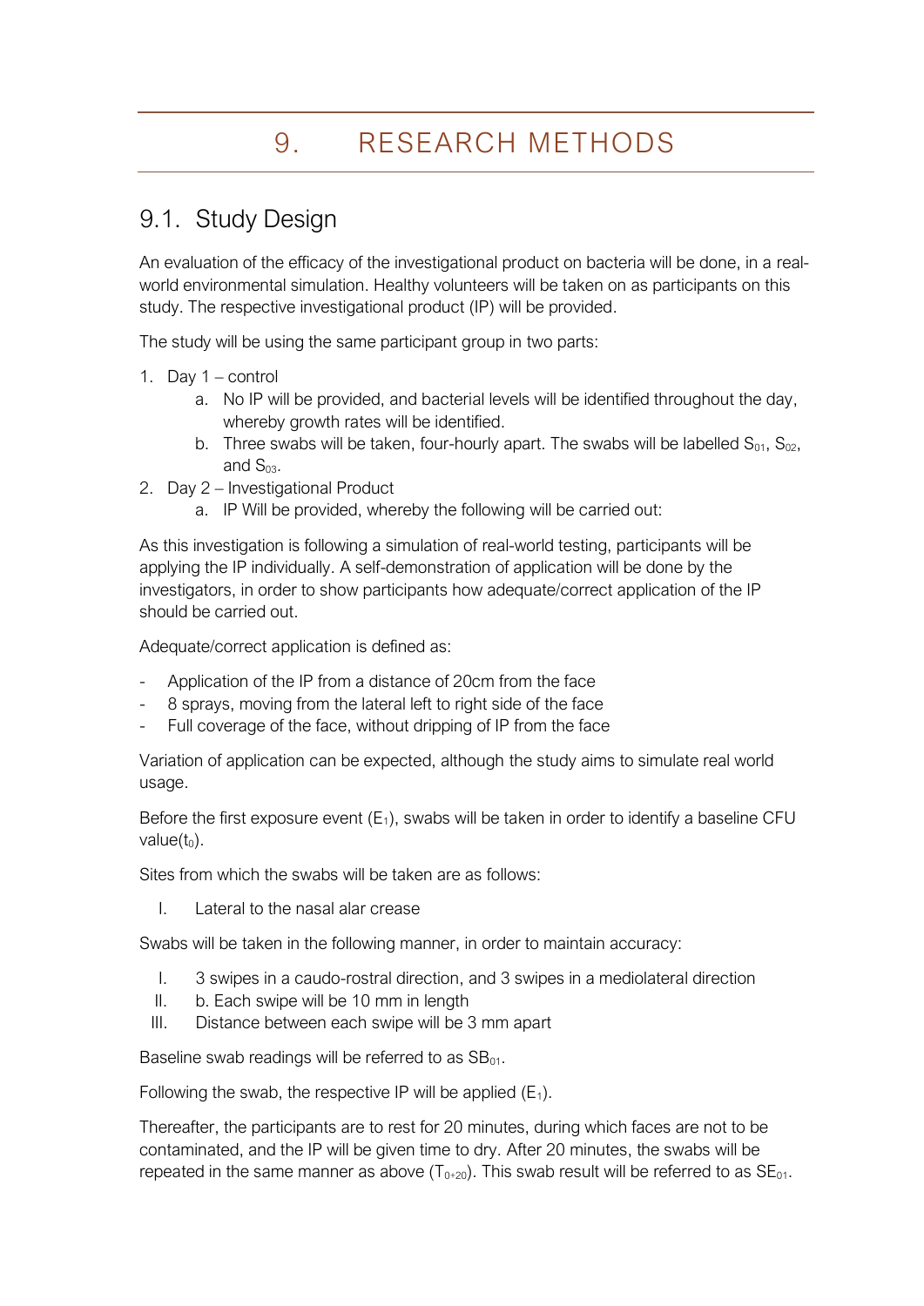# 9. RESEARCH METHODS

## 9.1. Study Design

An evaluation of the efficacy of the investigational product on bacteria will be done, in a real-world environmental simulation. Healthy volunteers will be taken on as participants on this study. The respective investigational product (IP) will be provided.

The study will be using the same participant group in two parts:

1. Day 1 – control
    a. No IP will be provided, and bacterial levels will be identified throughout the day, whereby growth rates will be identified.
    b. Three swabs will be taken, four-hourly apart. The swabs will be labelled $S_{01}$, $S_{02}$, and $S_{03}$.
2. Day 2 – Investigational Product
    a. IP Will be provided, whereby the following will be carried out:

As this investigation is following a simulation of real-world testing, participants will be applying the IP individually. A self-demonstration of application will be done by the investigators, in order to show participants how adequate/correct application of the IP should be carried out.

Adequate/correct application is defined as:

- Application of the IP from a distance of 20cm from the face
- 8 sprays, moving from the lateral left to right side of the face
- Full coverage of the face, without dripping of IP from the face

Variation of application can be expected, although the study aims to simulate real world usage.

Before the first exposure event ($E_1$), swabs will be taken in order to identify a baseline CFU value($t_0$).

Sites from which the swabs will be taken are as follows:

I. Lateral to the nasal alar crease

Swabs will be taken in the following manner, in order to maintain accuracy:

I. 3 swipes in a caudo-rostral direction, and 3 swipes in a mediolateral direction
II. b. Each swipe will be 10 mm in length
III. Distance between each swipe will be 3 mm apart

Baseline swab readings will be referred to as $SB_{01}$.

Following the swab, the respective IP will be applied ($E_1$).

Thereafter, the participants are to rest for 20 minutes, during which faces are not to be contaminated, and the IP will be given time to dry. After 20 minutes, the swabs will be repeated in the same manner as above ($T_{0+20}$). This swab result will be referred to as $SE_{01}$.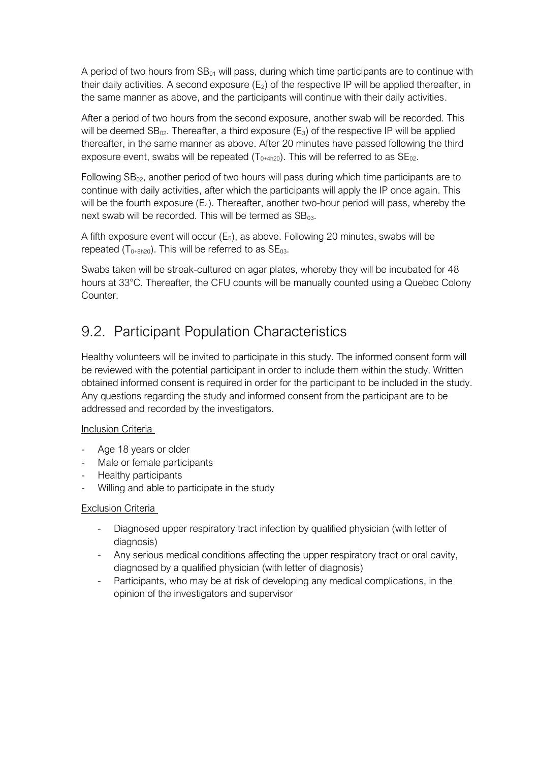A period of two hours from $SB_{01}$ will pass, during which time participants are to continue with their daily activities. A second exposure ($E_2$) of the respective IP will be applied thereafter, in the same manner as above, and the participants will continue with their daily activities.

After a period of two hours from the second exposure, another swab will be recorded. This will be deemed $SB_{02}$. Thereafter, a third exposure ($E_3$) of the respective IP will be applied thereafter, in the same manner as above. After 20 minutes have passed following the third exposure event, swabs will be repeated ($T_{0+4h20}$). This will be referred to as $SE_{02}$.

Following $SB_{02}$, another period of two hours will pass during which time participants are to continue with daily activities, after which the participants will apply the IP once again. This will be the fourth exposure ($E_4$). Thereafter, another two-hour period will pass, whereby the next swab will be recorded. This will be termed as $SB_{03}$.

A fifth exposure event will occur ($E_5$), as above. Following 20 minutes, swabs will be repeated ($T_{0+8h20}$). This will be referred to as $SE_{03}$.

Swabs taken will be streak-cultured on agar plates, whereby they will be incubated for 48 hours at 33°C. Thereafter, the CFU counts will be manually counted using a Quebec Colony Counter.

## 9.2. Participant Population Characteristics

Healthy volunteers will be invited to participate in this study. The informed consent form will be reviewed with the potential participant in order to include them within the study. Written obtained informed consent is required in order for the participant to be included in the study. Any questions regarding the study and informed consent from the participant are to be addressed and recorded by the investigators.

Inclusion Criteria

- Age 18 years or older
- Male or female participants
- Healthy participants
- Willing and able to participate in the study

Exclusion Criteria

- Diagnosed upper respiratory tract infection by qualified physician (with letter of diagnosis)
- Any serious medical conditions affecting the upper respiratory tract or oral cavity, diagnosed by a qualified physician (with letter of diagnosis)
- Participants, who may be at risk of developing any medical complications, in the opinion of the investigators and supervisor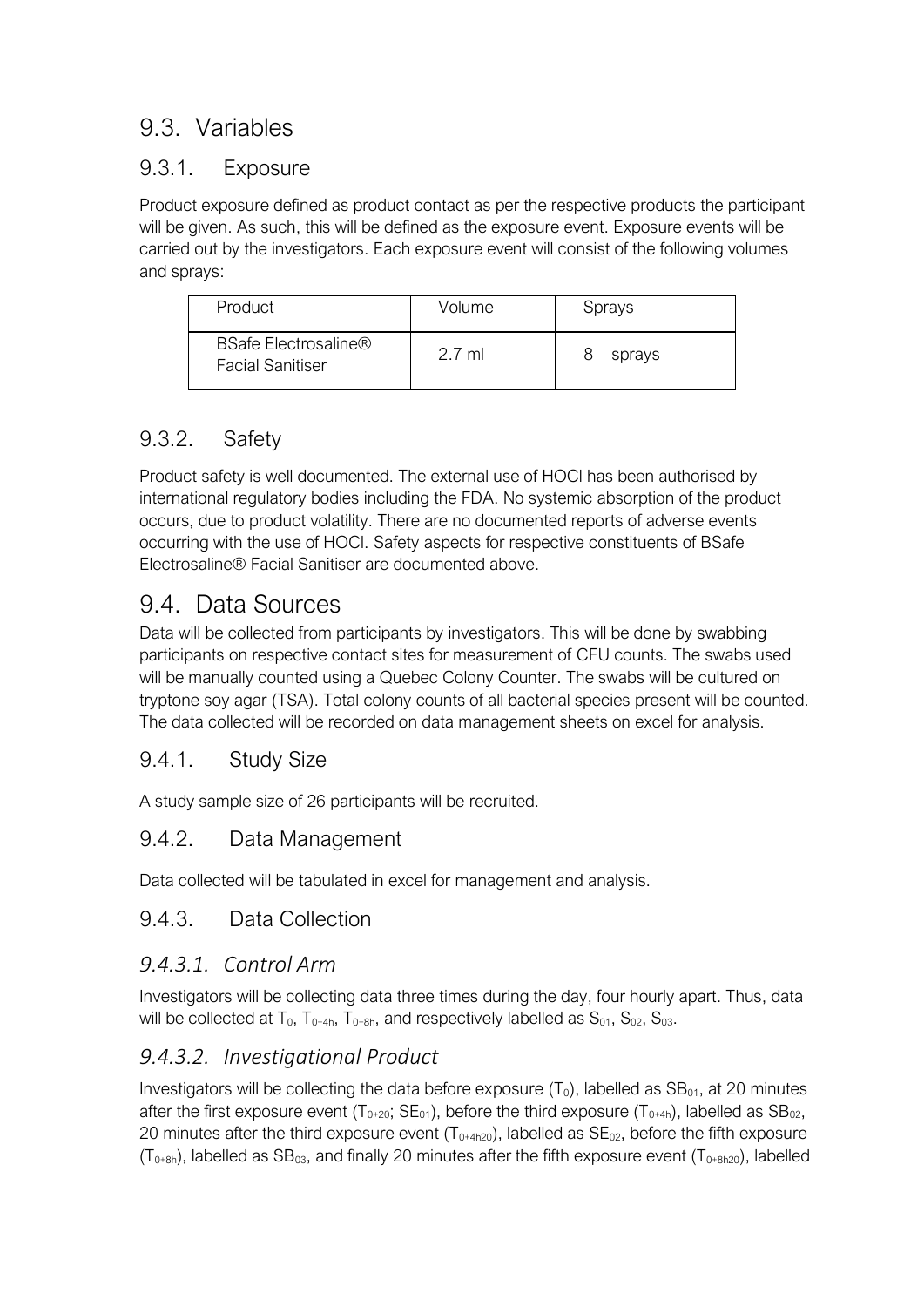## 9.3. Variables

### 9.3.1. Exposure

Product exposure defined as product contact as per the respective products the participant will be given. As such, this will be defined as the exposure event. Exposure events will be carried out by the investigators. Each exposure event will consist of the following volumes and sprays:

| Product | Volume | Sprays |
|---|---|---|
| BSafe Electrosaline® Facial Sanitiser | 2.7 ml | 8 sprays |

### 9.3.2. Safety

Product safety is well documented. The external use of HOCl has been authorised by international regulatory bodies including the FDA. No systemic absorption of the product occurs, due to product volatility. There are no documented reports of adverse events occurring with the use of HOCl. Safety aspects for respective constituents of BSafe Electrosaline® Facial Sanitiser are documented above.

## 9.4. Data Sources

Data will be collected from participants by investigators. This will be done by swabbing participants on respective contact sites for measurement of CFU counts. The swabs used will be manually counted using a Quebec Colony Counter. The swabs will be cultured on tryptone soy agar (TSA). Total colony counts of all bacterial species present will be counted. The data collected will be recorded on data management sheets on excel for analysis.

### 9.4.1. Study Size

A study sample size of 26 participants will be recruited.

### 9.4.2. Data Management

Data collected will be tabulated in excel for management and analysis.

### 9.4.3. Data Collection

#### *9.4.3.1. Control Arm*

Investigators will be collecting data three times during the day, four hourly apart. Thus, data will be collected at $T_0$, $T_{0+4h}$, $T_{0+8h}$, and respectively labelled as $S_{01}$, $S_{02}$, $S_{03}$.

#### *9.4.3.2. Investigational Product*

Investigators will be collecting the data before exposure ($T_0$), labelled as $SB_{01}$, at 20 minutes after the first exposure event ($T_{0+20}$; $SE_{01}$), before the third exposure ($T_{0+4h}$), labelled as $SB_{02}$, 20 minutes after the third exposure event ($T_{0+4h20}$), labelled as $SE_{02}$, before the fifth exposure ($T_{0+8h}$), labelled as $SB_{03}$, and finally 20 minutes after the fifth exposure event ($T_{0+8h20}$), labelled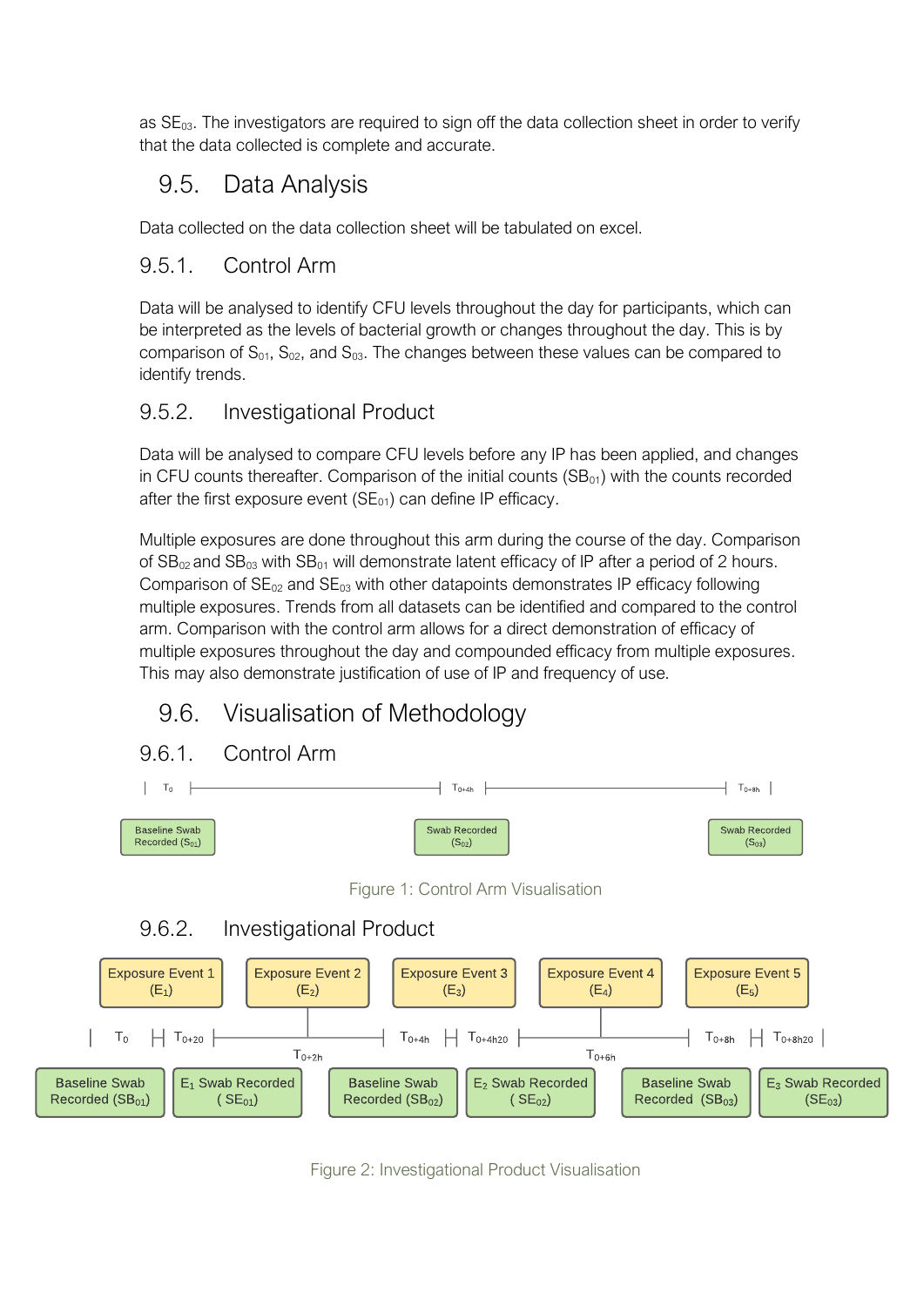as $SE_{03}$. The investigators are required to sign off the data collection sheet in order to verify that the data collected is complete and accurate.

## 9.5. Data Analysis

Data collected on the data collection sheet will be tabulated on excel.

### 9.5.1. Control Arm

Data will be analysed to identify CFU levels throughout the day for participants, which can be interpreted as the levels of bacterial growth or changes throughout the day. This is by comparison of $S_{01}$, $S_{02}$, and $S_{03}$. The changes between these values can be compared to identify trends.

### 9.5.2. Investigational Product

Data will be analysed to compare CFU levels before any IP has been applied, and changes in CFU counts thereafter. Comparison of the initial counts ($SB_{01}$) with the counts recorded after the first exposure event ($SE_{01}$) can define IP efficacy.

Multiple exposures are done throughout this arm during the course of the day. Comparison of $SB_{02}$ and $SB_{03}$ with $SB_{01}$ will demonstrate latent efficacy of IP after a period of 2 hours. Comparison of $SE_{02}$ and $SE_{03}$ with other datapoints demonstrates IP efficacy following multiple exposures. Trends from all datasets can be identified and compared to the control arm. Comparison with the control arm allows for a direct demonstration of efficacy of multiple exposures throughout the day and compounded efficacy from multiple exposures. This may also demonstrate justification of use of IP and frequency of use.

## 9.6. Visualisation of Methodology

### 9.6.1. Control Arm

$T_0$ — $T_{0+4h}$ — $T_{0+8h}$

Baseline Swab Recorded ($S_{01}$) | Swab Recorded ($S_{02}$) | Swab Recorded ($S_{03}$)

Figure 1: Control Arm Visualisation

### 9.6.2. Investigational Product

Exposure Event 1 ($E_1$) | Exposure Event 2 ($E_2$) | Exposure Event 3 ($E_3$) | Exposure Event 4 ($E_4$) | Exposure Event 5 ($E_5$)

$T_0$ — $T_{0+20}$ — $T_{0+2h}$ — $T_{0+4h}$ — $T_{0+4h20}$ — $T_{0+6h}$ — $T_{0+8h}$ — $T_{0+8h20}$

Baseline Swab Recorded ($SB_{01}$) | $E_1$ Swab Recorded ( $SE_{01}$) | Baseline Swab Recorded ($SB_{02}$) | $E_2$ Swab Recorded ( $SE_{02}$) | Baseline Swab Recorded ($SB_{03}$) | $E_3$ Swab Recorded ($SE_{03}$)

Figure 2: Investigational Product Visualisation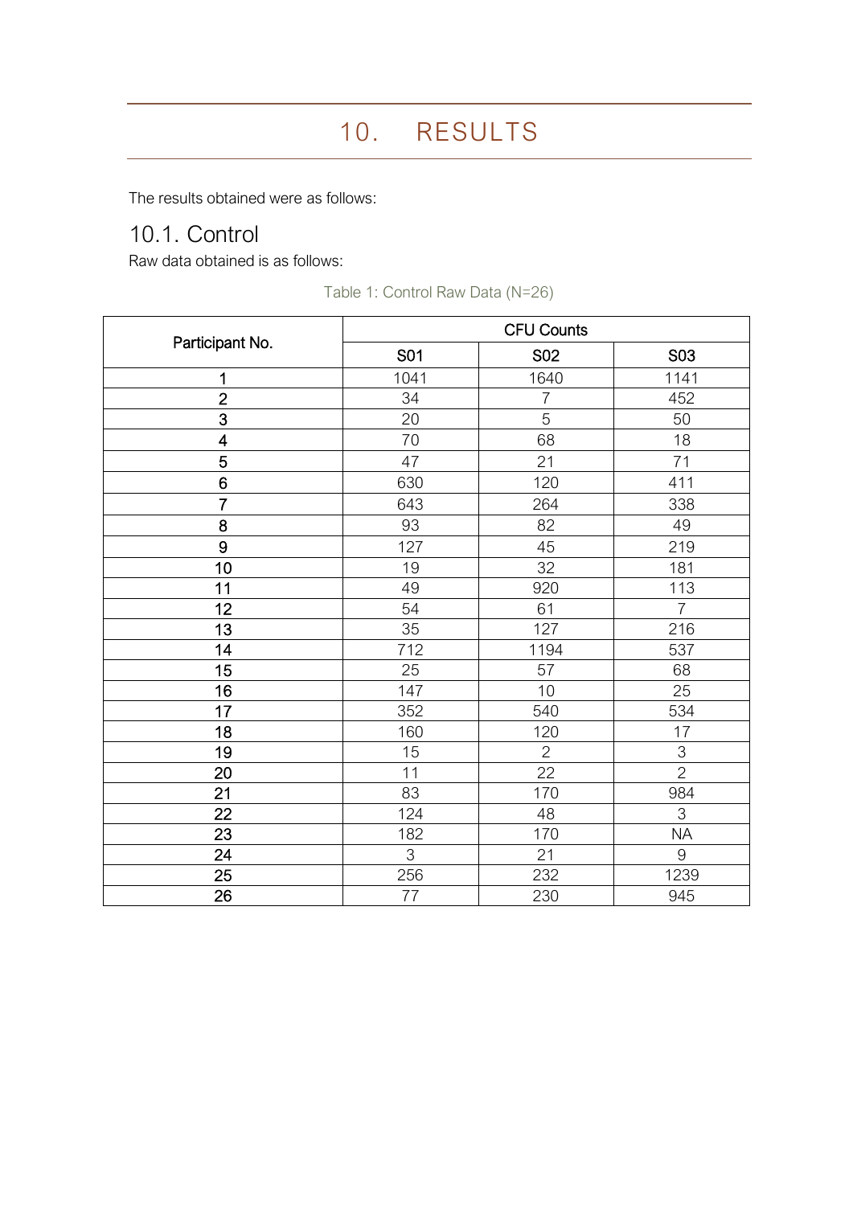# 10. RESULTS

The results obtained were as follows:

## 10.1. Control

Raw data obtained is as follows:

Table 1: Control Raw Data (N=26)

| Participant No. | CFU Counts | | |
|---|---|---|---|
| | S01 | S02 | S03 |
| 1 | 1041 | 1640 | 1141 |
| 2 | 34 | 7 | 452 |
| 3 | 20 | 5 | 50 |
| 4 | 70 | 68 | 18 |
| 5 | 47 | 21 | 71 |
| 6 | 630 | 120 | 411 |
| 7 | 643 | 264 | 338 |
| 8 | 93 | 82 | 49 |
| 9 | 127 | 45 | 219 |
| 10 | 19 | 32 | 181 |
| 11 | 49 | 920 | 113 |
| 12 | 54 | 61 | 7 |
| 13 | 35 | 127 | 216 |
| 14 | 712 | 1194 | 537 |
| 15 | 25 | 57 | 68 |
| 16 | 147 | 10 | 25 |
| 17 | 352 | 540 | 534 |
| 18 | 160 | 120 | 17 |
| 19 | 15 | 2 | 3 |
| 20 | 11 | 22 | 2 |
| 21 | 83 | 170 | 984 |
| 22 | 124 | 48 | 3 |
| 23 | 182 | 170 | NA |
| 24 | 3 | 21 | 9 |
| 25 | 256 | 232 | 1239 |
| 26 | 77 | 230 | 945 |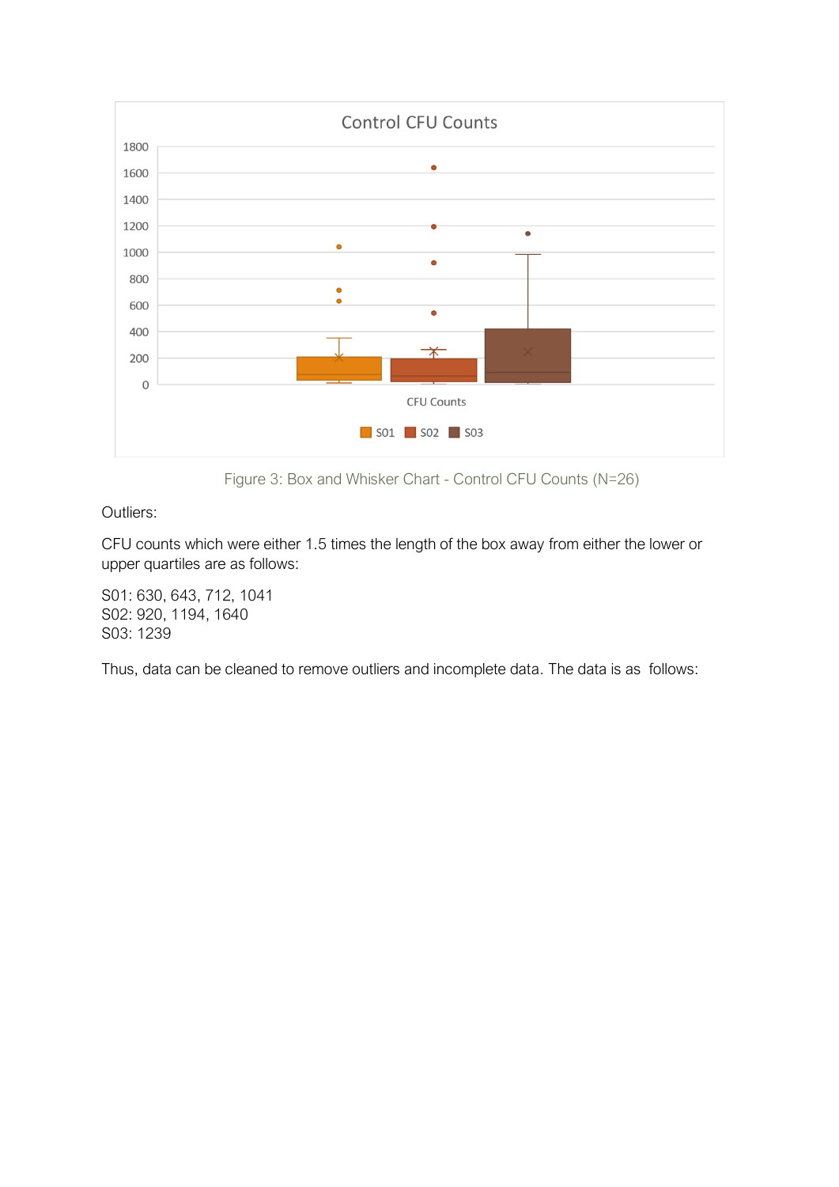Figure 3: Box and Whisker Chart - Control CFU Counts (N=26)

Outliers:

CFU counts which were either 1.5 times the length of the box away from either the lower or upper quartiles are as follows:

S01: 630, 643, 712, 1041  
S02: 920, 1194, 1640  
S03: 1239

Thus, data can be cleaned to remove outliers and incomplete data. The data is as follows: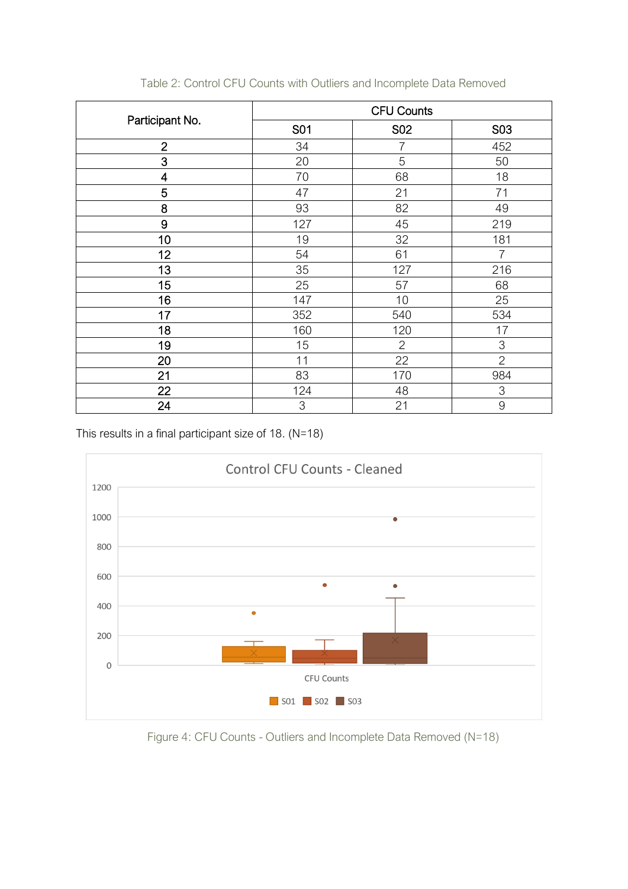Table 2: Control CFU Counts with Outliers and Incomplete Data Removed

| Participant No. | CFU Counts | | |
|---|---|---|---|
| | S01 | S02 | S03 |
| 2 | 34 | 7 | 452 |
| 3 | 20 | 5 | 50 |
| 4 | 70 | 68 | 18 |
| 5 | 47 | 21 | 71 |
| 8 | 93 | 82 | 49 |
| 9 | 127 | 45 | 219 |
| 10 | 19 | 32 | 181 |
| 12 | 54 | 61 | 7 |
| 13 | 35 | 127 | 216 |
| 15 | 25 | 57 | 68 |
| 16 | 147 | 10 | 25 |
| 17 | 352 | 540 | 534 |
| 18 | 160 | 120 | 17 |
| 19 | 15 | 2 | 3 |
| 20 | 11 | 22 | 2 |
| 21 | 83 | 170 | 984 |
| 22 | 124 | 48 | 3 |
| 24 | 3 | 21 | 9 |

This results in a final participant size of 18. (N=18)

Figure 4: CFU Counts - Outliers and Incomplete Data Removed (N=18)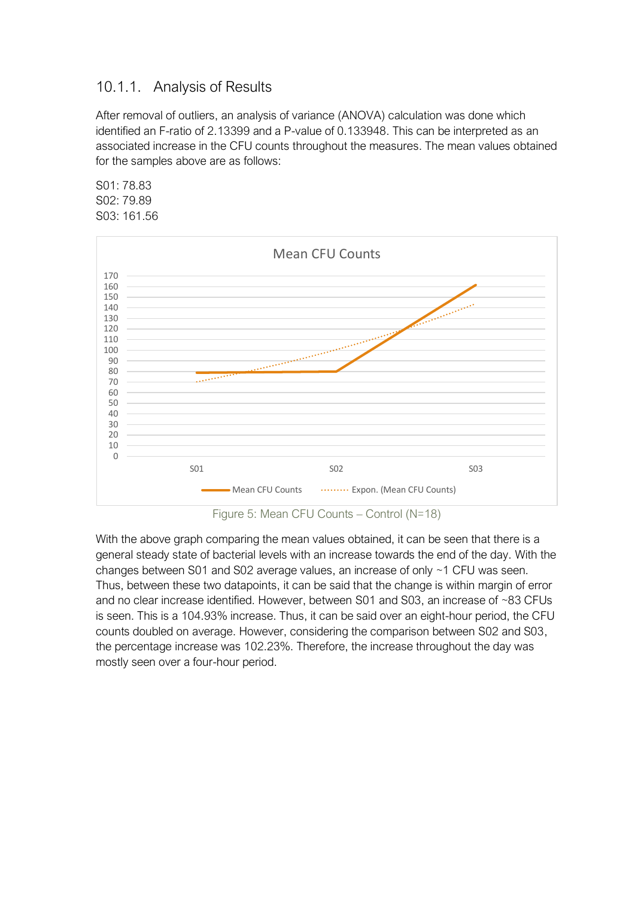### 10.1.1. Analysis of Results

After removal of outliers, an analysis of variance (ANOVA) calculation was done which identified an F-ratio of 2.13399 and a P-value of 0.133948. This can be interpreted as an associated increase in the CFU counts throughout the measures. The mean values obtained for the samples above are as follows:

S01: 78.83
S02: 79.89
S03: 161.56

Figure 5: Mean CFU Counts – Control (N=18)

With the above graph comparing the mean values obtained, it can be seen that there is a general steady state of bacterial levels with an increase towards the end of the day. With the changes between S01 and S02 average values, an increase of only ~1 CFU was seen. Thus, between these two datapoints, it can be said that the change is within margin of error and no clear increase identified. However, between S01 and S03, an increase of ~83 CFUs is seen. This is a 104.93% increase. Thus, it can be said over an eight-hour period, the CFU counts doubled on average. However, considering the comparison between S02 and S03, the percentage increase was 102.23%. Therefore, the increase throughout the day was mostly seen over a four-hour period.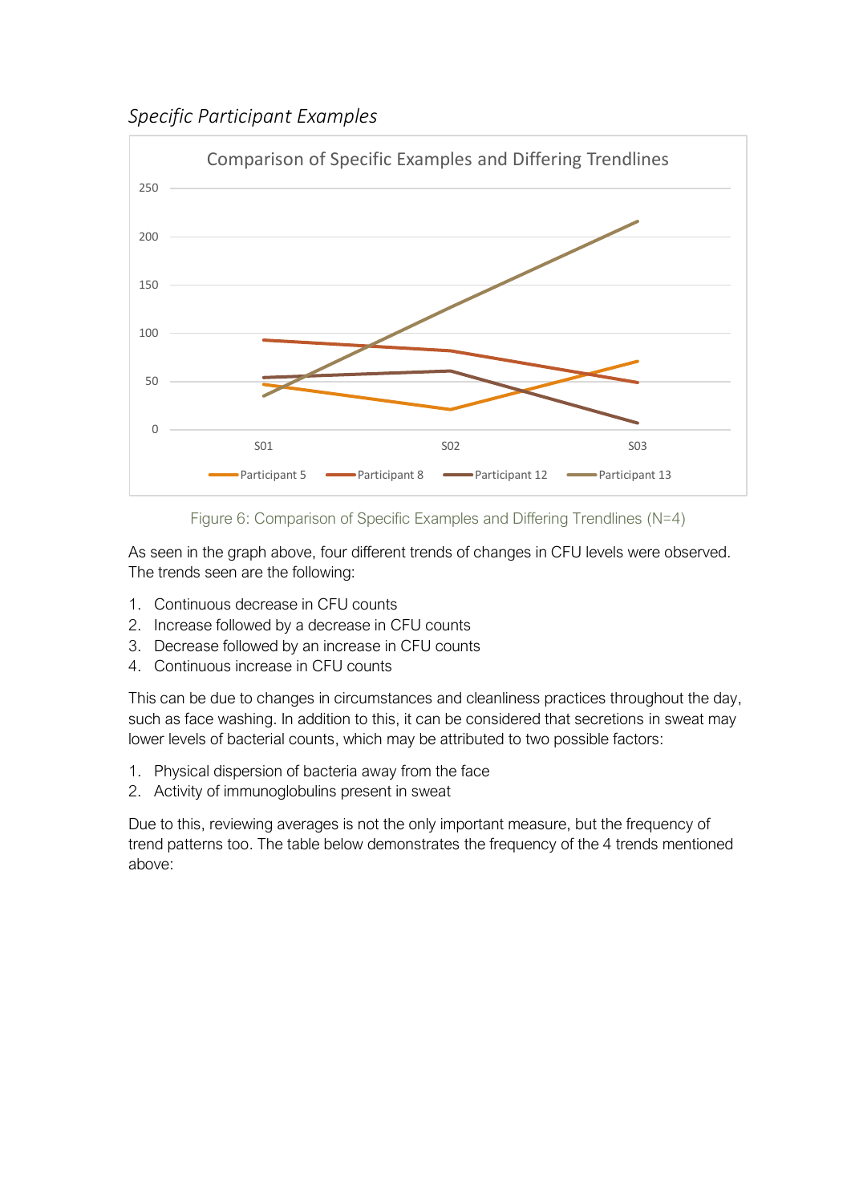*Specific Participant Examples*

Figure 6: Comparison of Specific Examples and Differing Trendlines (N=4)

As seen in the graph above, four different trends of changes in CFU levels were observed. The trends seen are the following:

1. Continuous decrease in CFU counts
2. Increase followed by a decrease in CFU counts
3. Decrease followed by an increase in CFU counts
4. Continuous increase in CFU counts

This can be due to changes in circumstances and cleanliness practices throughout the day, such as face washing. In addition to this, it can be considered that secretions in sweat may lower levels of bacterial counts, which may be attributed to two possible factors:

1. Physical dispersion of bacteria away from the face
2. Activity of immunoglobulins present in sweat

Due to this, reviewing averages is not the only important measure, but the frequency of trend patterns too. The table below demonstrates the frequency of the 4 trends mentioned above: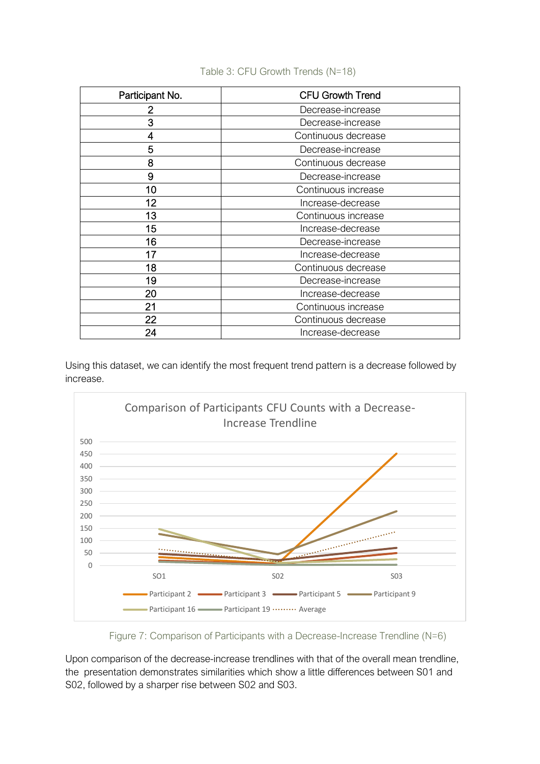Table 3: CFU Growth Trends (N=18)

| Participant No. | CFU Growth Trend |
|---|---|
| 2 | Decrease-increase |
| 3 | Decrease-increase |
| 4 | Continuous decrease |
| 5 | Decrease-increase |
| 8 | Continuous decrease |
| 9 | Decrease-increase |
| 10 | Continuous increase |
| 12 | Increase-decrease |
| 13 | Continuous increase |
| 15 | Increase-decrease |
| 16 | Decrease-increase |
| 17 | Increase-decrease |
| 18 | Continuous decrease |
| 19 | Decrease-increase |
| 20 | Increase-decrease |
| 21 | Continuous increase |
| 22 | Continuous decrease |
| 24 | Increase-decrease |

Using this dataset, we can identify the most frequent trend pattern is a decrease followed by increase.

Figure 7: Comparison of Participants with a Decrease-Increase Trendline (N=6)

Upon comparison of the decrease-increase trendlines with that of the overall mean trendline, the presentation demonstrates similarities which show a little differences between S01 and S02, followed by a sharper rise between S02 and S03.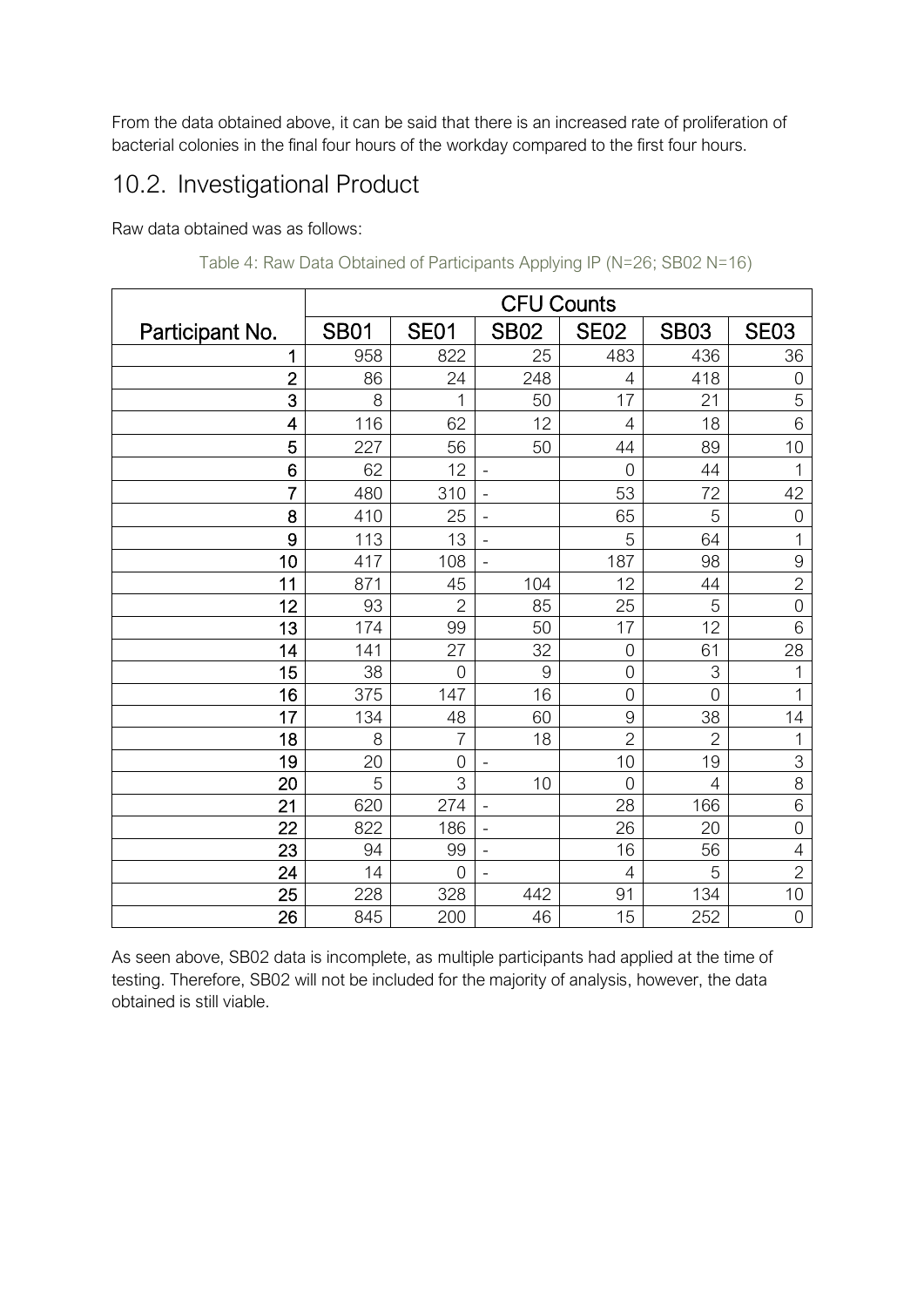From the data obtained above, it can be said that there is an increased rate of proliferation of bacterial colonies in the final four hours of the workday compared to the first four hours.

## 10.2. Investigational Product

Raw data obtained was as follows:

Table 4: Raw Data Obtained of Participants Applying IP (N=26; SB02 N=16)

| | CFU Counts | | | | | |
|---|---|---|---|---|---|---|
| Participant No. | SB01 | SE01 | SB02 | SE02 | SB03 | SE03 |
| 1 | 958 | 822 | 25 | 483 | 436 | 36 |
| 2 | 86 | 24 | 248 | 4 | 418 | 0 |
| 3 | 8 | 1 | 50 | 17 | 21 | 5 |
| 4 | 116 | 62 | 12 | 4 | 18 | 6 |
| 5 | 227 | 56 | 50 | 44 | 89 | 10 |
| 6 | 62 | 12 | - | 0 | 44 | 1 |
| 7 | 480 | 310 | - | 53 | 72 | 42 |
| 8 | 410 | 25 | - | 65 | 5 | 0 |
| 9 | 113 | 13 | - | 5 | 64 | 1 |
| 10 | 417 | 108 | - | 187 | 98 | 9 |
| 11 | 871 | 45 | 104 | 12 | 44 | 2 |
| 12 | 93 | 2 | 85 | 25 | 5 | 0 |
| 13 | 174 | 99 | 50 | 17 | 12 | 6 |
| 14 | 141 | 27 | 32 | 0 | 61 | 28 |
| 15 | 38 | 0 | 9 | 0 | 3 | 1 |
| 16 | 375 | 147 | 16 | 0 | 0 | 1 |
| 17 | 134 | 48 | 60 | 9 | 38 | 14 |
| 18 | 8 | 7 | 18 | 2 | 2 | 1 |
| 19 | 20 | 0 | - | 10 | 19 | 3 |
| 20 | 5 | 3 | 10 | 0 | 4 | 8 |
| 21 | 620 | 274 | - | 28 | 166 | 6 |
| 22 | 822 | 186 | - | 26 | 20 | 0 |
| 23 | 94 | 99 | - | 16 | 56 | 4 |
| 24 | 14 | 0 | - | 4 | 5 | 2 |
| 25 | 228 | 328 | 442 | 91 | 134 | 10 |
| 26 | 845 | 200 | 46 | 15 | 252 | 0 |

As seen above, SB02 data is incomplete, as multiple participants had applied at the time of testing. Therefore, SB02 will not be included for the majority of analysis, however, the data obtained is still viable.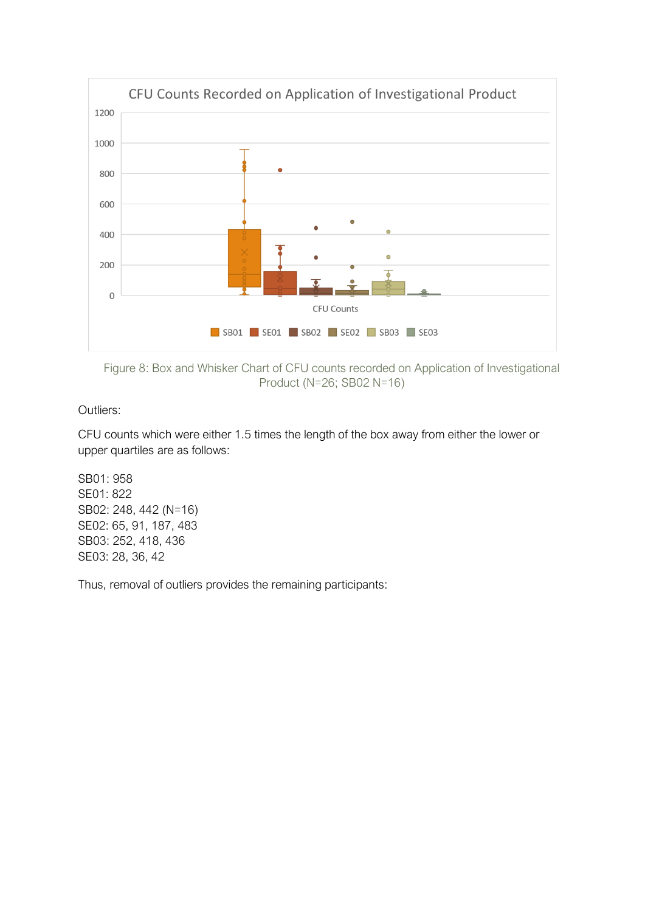Figure 8: Box and Whisker Chart of CFU counts recorded on Application of Investigational Product (N=26; SB02 N=16)

Outliers:

CFU counts which were either 1.5 times the length of the box away from either the lower or upper quartiles are as follows:

SB01: 958
SE01: 822
SB02: 248, 442 (N=16)
SE02: 65, 91, 187, 483
SB03: 252, 418, 436
SE03: 28, 36, 42

Thus, removal of outliers provides the remaining participants: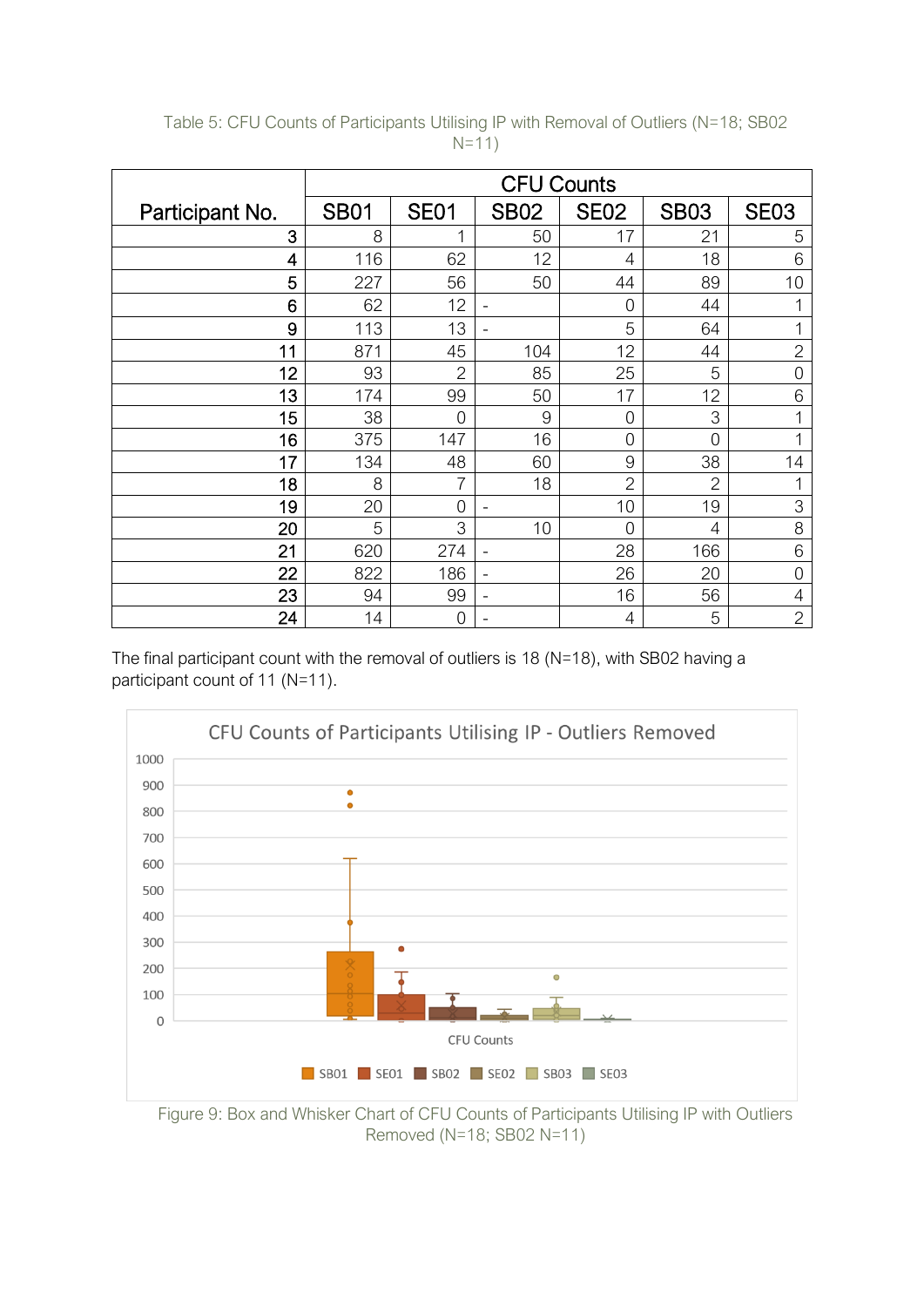Table 5: CFU Counts of Participants Utilising IP with Removal of Outliers (N=18; SB02 N=11)

| Participant No. | CFU Counts | | | | | |
|---|---|---|---|---|---|---|
| | SB01 | SE01 | SB02 | SE02 | SB03 | SE03 |
| 3 | 8 | 1 | 50 | 17 | 21 | 5 |
| 4 | 116 | 62 | 12 | 4 | 18 | 6 |
| 5 | 227 | 56 | 50 | 44 | 89 | 10 |
| 6 | 62 | 12 | - | 0 | 44 | 1 |
| 9 | 113 | 13 | - | 5 | 64 | 1 |
| 11 | 871 | 45 | 104 | 12 | 44 | 2 |
| 12 | 93 | 2 | 85 | 25 | 5 | 0 |
| 13 | 174 | 99 | 50 | 17 | 12 | 6 |
| 15 | 38 | 0 | 9 | 0 | 3 | 1 |
| 16 | 375 | 147 | 16 | 0 | 0 | 1 |
| 17 | 134 | 48 | 60 | 9 | 38 | 14 |
| 18 | 8 | 7 | 18 | 2 | 2 | 1 |
| 19 | 20 | 0 | - | 10 | 19 | 3 |
| 20 | 5 | 3 | 10 | 0 | 4 | 8 |
| 21 | 620 | 274 | - | 28 | 166 | 6 |
| 22 | 822 | 186 | - | 26 | 20 | 0 |
| 23 | 94 | 99 | - | 16 | 56 | 4 |
| 24 | 14 | 0 | - | 4 | 5 | 2 |

The final participant count with the removal of outliers is 18 (N=18), with SB02 having a participant count of 11 (N=11).

Figure 9: Box and Whisker Chart of CFU Counts of Participants Utilising IP with Outliers Removed (N=18; SB02 N=11)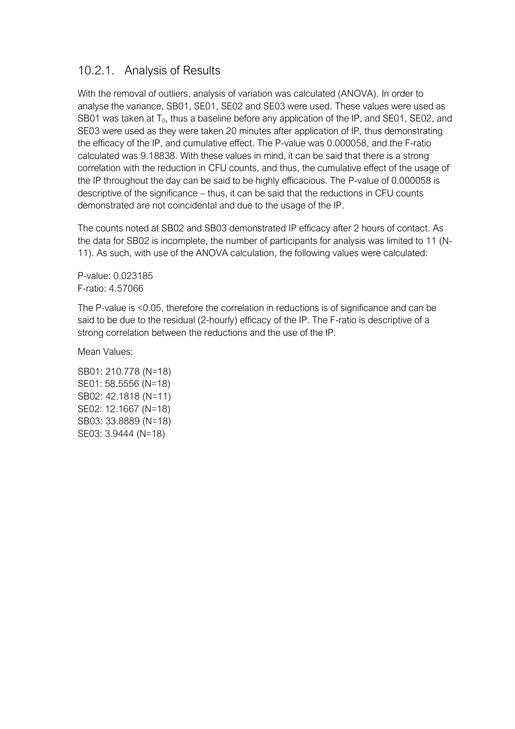### 10.2.1. Analysis of Results

With the removal of outliers, analysis of variation was calculated (ANOVA). In order to analyse the variance, SB01, SE01, SE02 and SE03 were used. These values were used as SB01 was taken at $T_0$, thus a baseline before any application of the IP, and SE01, SE02, and SE03 were used as they were taken 20 minutes after application of IP, thus demonstrating the efficacy of the IP, and cumulative effect. The P-value was 0.000058, and the F-ratio calculated was 9.18838. With these values in mind, it can be said that there is a strong correlation with the reduction in CFU counts, and thus, the cumulative effect of the usage of the IP throughout the day can be said to be highly efficacious. The P-value of 0.000058 is descriptive of the significance – thus, it can be said that the reductions in CFU counts demonstrated are not coincidental and due to the usage of the IP.

The counts noted at SB02 and SB03 demonstrated IP efficacy after 2 hours of contact. As the data for SB02 is incomplete, the number of participants for analysis was limited to 11 (N-11). As such, with use of the ANOVA calculation, the following values were calculated:

P-value: 0.023185
F-ratio: 4.57066

The P-value is <0.05, therefore the correlation in reductions is of significance and can be said to be due to the residual (2-hourly) efficacy of the IP. The F-ratio is descriptive of a strong correlation between the reductions and the use of the IP.

Mean Values:

SB01: 210.778 (N=18)
SE01: 58.5556 (N=18)
SB02: 42.1818 (N=11)
SE02: 12.1667 (N=18)
SB03: 33.8889 (N=18)
SE03: 3.9444 (N=18)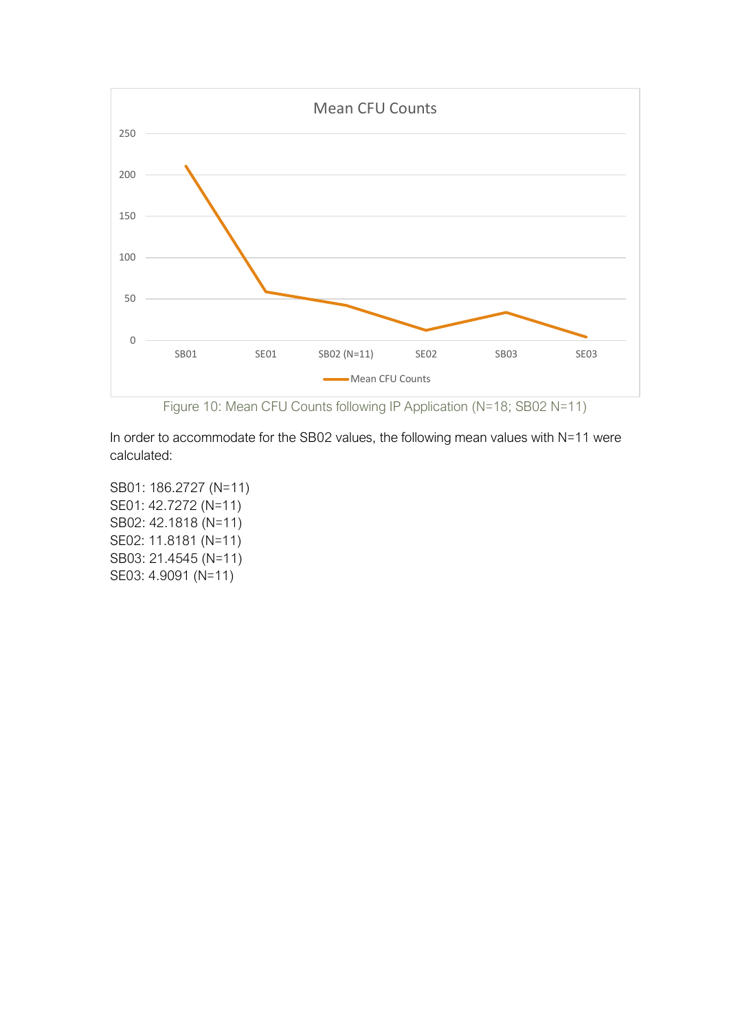Figure 10: Mean CFU Counts following IP Application (N=18; SB02 N=11)

In order to accommodate for the SB02 values, the following mean values with N=11 were calculated:

SB01: 186.2727 (N=11)
SE01: 42.7272 (N=11)
SB02: 42.1818 (N=11)
SE02: 11.8181 (N=11)
SB03: 21.4545 (N=11)
SE03: 4.9091 (N=11)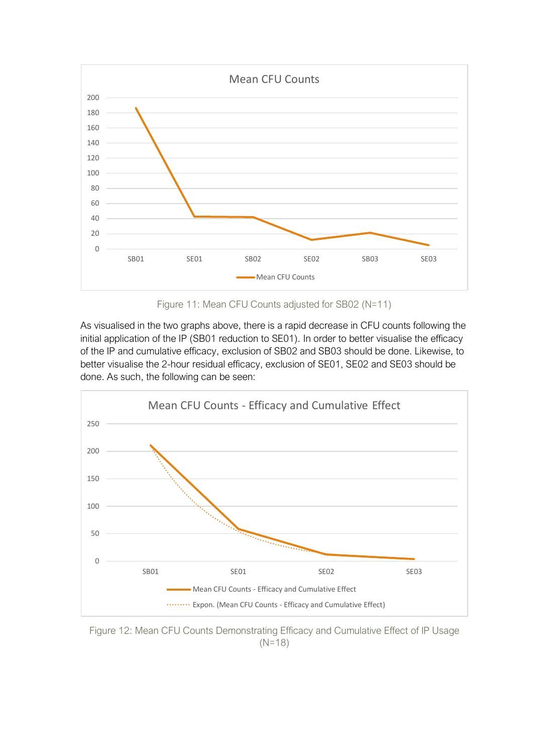Figure 11: Mean CFU Counts adjusted for SB02 (N=11)

As visualised in the two graphs above, there is a rapid decrease in CFU counts following the initial application of the IP (SB01 reduction to SE01). In order to better visualise the efficacy of the IP and cumulative efficacy, exclusion of SB02 and SB03 should be done. Likewise, to better visualise the 2-hour residual efficacy, exclusion of SE01, SE02 and SE03 should be done. As such, the following can be seen:

Figure 12: Mean CFU Counts Demonstrating Efficacy and Cumulative Effect of IP Usage (N=18)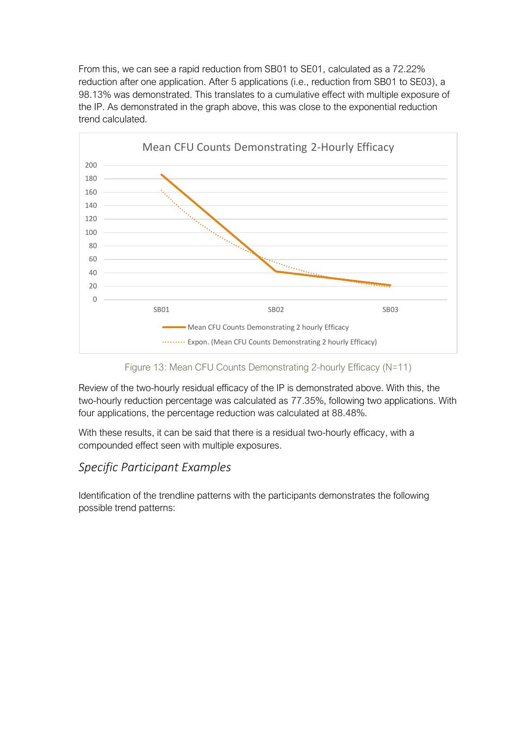From this, we can see a rapid reduction from SB01 to SE01, calculated as a 72.22% reduction after one application. After 5 applications (i.e., reduction from SB01 to SE03), a 98.13% was demonstrated. This translates to a cumulative effect with multiple exposure of the IP. As demonstrated in the graph above, this was close to the exponential reduction trend calculated.

Figure 13: Mean CFU Counts Demonstrating 2-hourly Efficacy (N=11)

Review of the two-hourly residual efficacy of the IP is demonstrated above. With this, the two-hourly reduction percentage was calculated as 77.35%, following two applications. With four applications, the percentage reduction was calculated at 88.48%.

With these results, it can be said that there is a residual two-hourly efficacy, with a compounded effect seen with multiple exposures.

## *Specific Participant Examples*

Identification of the trendline patterns with the participants demonstrates the following possible trend patterns: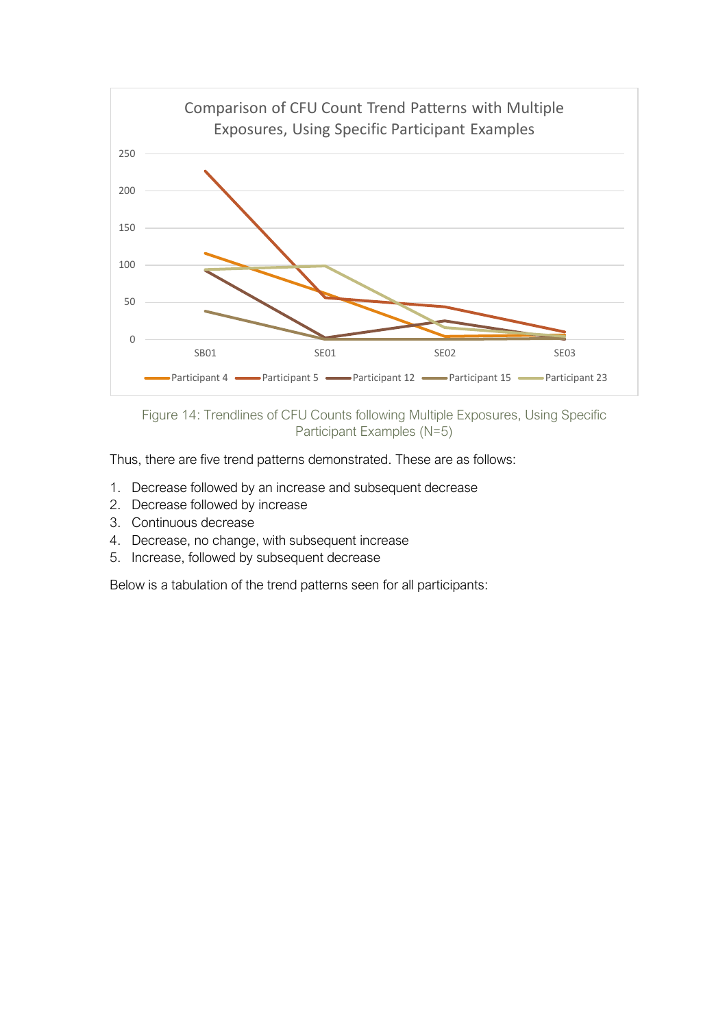Figure 14: Trendlines of CFU Counts following Multiple Exposures, Using Specific Participant Examples (N=5)

Thus, there are five trend patterns demonstrated. These are as follows:

1. Decrease followed by an increase and subsequent decrease
2. Decrease followed by increase
3. Continuous decrease
4. Decrease, no change, with subsequent increase
5. Increase, followed by subsequent decrease

Below is a tabulation of the trend patterns seen for all participants: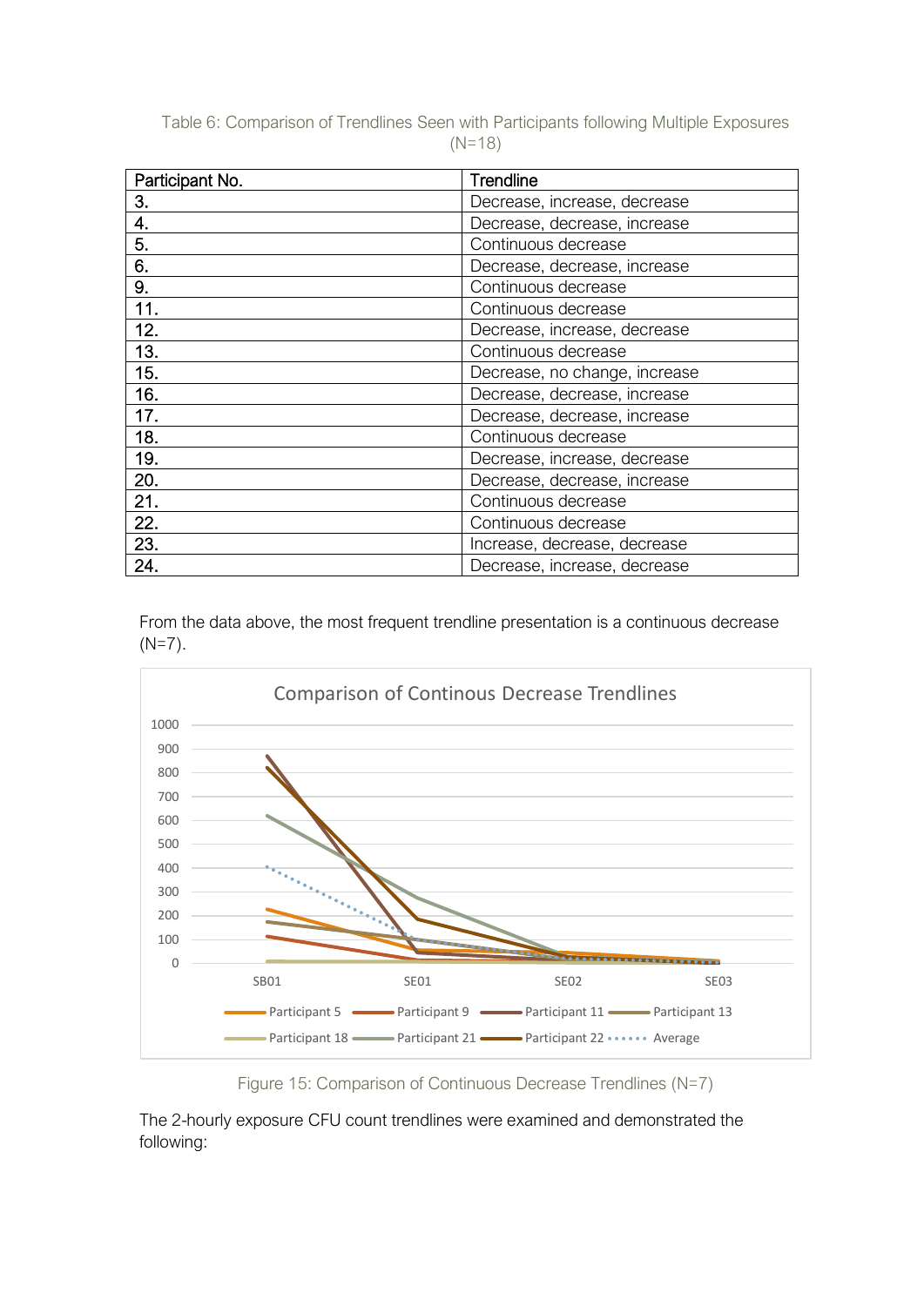Table 6: Comparison of Trendlines Seen with Participants following Multiple Exposures (N=18)

| Participant No. | Trendline |
|---|---|
| 3. | Decrease, increase, decrease |
| 4. | Decrease, decrease, increase |
| 5. | Continuous decrease |
| 6. | Decrease, decrease, increase |
| 9. | Continuous decrease |
| 11. | Continuous decrease |
| 12. | Decrease, increase, decrease |
| 13. | Continuous decrease |
| 15. | Decrease, no change, increase |
| 16. | Decrease, decrease, increase |
| 17. | Decrease, decrease, increase |
| 18. | Continuous decrease |
| 19. | Decrease, increase, decrease |
| 20. | Decrease, decrease, increase |
| 21. | Continuous decrease |
| 22. | Continuous decrease |
| 23. | Increase, decrease, decrease |
| 24. | Decrease, increase, decrease |

From the data above, the most frequent trendline presentation is a continuous decrease (N=7).

Figure 15: Comparison of Continuous Decrease Trendlines (N=7)

The 2-hourly exposure CFU count trendlines were examined and demonstrated the following: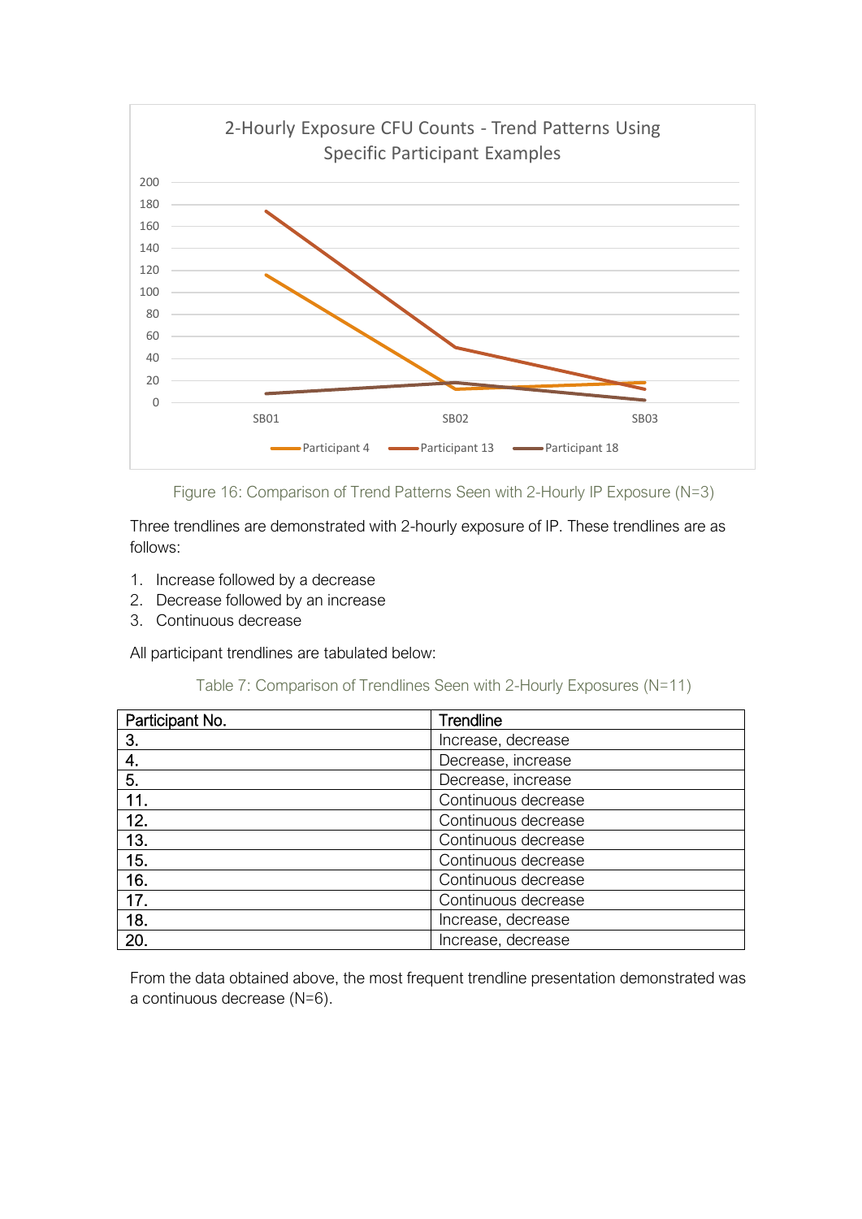Figure 16: Comparison of Trend Patterns Seen with 2-Hourly IP Exposure (N=3)

Three trendlines are demonstrated with 2-hourly exposure of IP. These trendlines are as follows:

1. Increase followed by a decrease
2. Decrease followed by an increase
3. Continuous decrease

All participant trendlines are tabulated below:

Table 7: Comparison of Trendlines Seen with 2-Hourly Exposures (N=11)

| Participant No. | Trendline |
|---|---|
| 3. | Increase, decrease |
| 4. | Decrease, increase |
| 5. | Decrease, increase |
| 11. | Continuous decrease |
| 12. | Continuous decrease |
| 13. | Continuous decrease |
| 15. | Continuous decrease |
| 16. | Continuous decrease |
| 17. | Continuous decrease |
| 18. | Increase, decrease |
| 20. | Increase, decrease |

From the data obtained above, the most frequent trendline presentation demonstrated was a continuous decrease (N=6).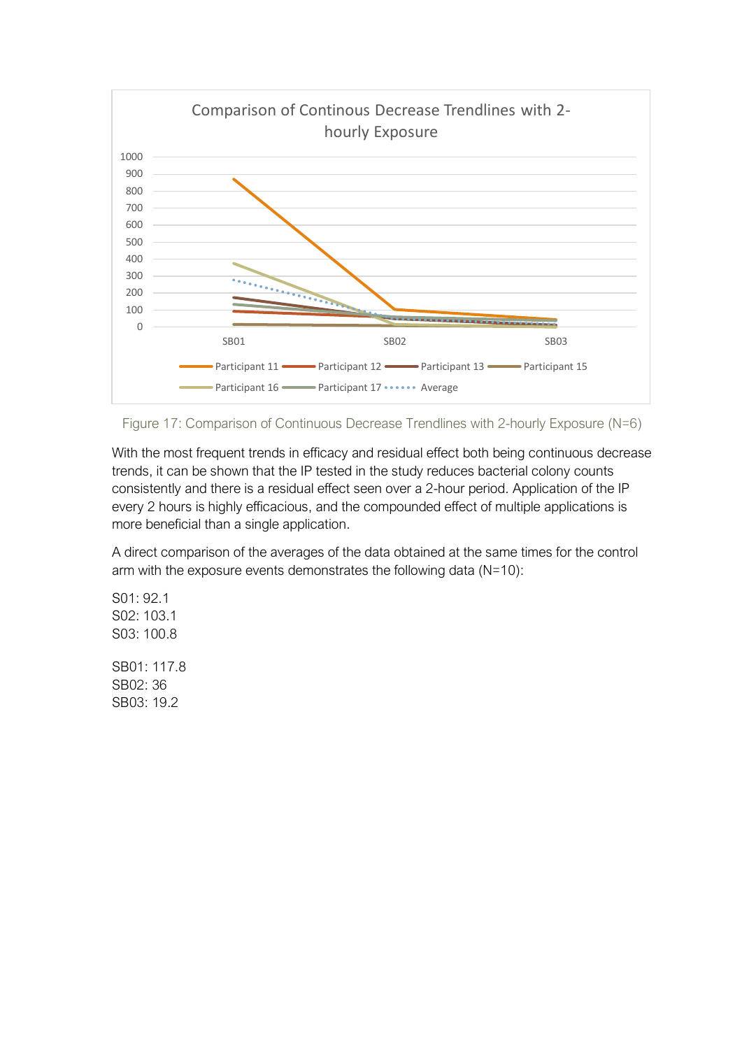Figure 17: Comparison of Continuous Decrease Trendlines with 2-hourly Exposure (N=6)

With the most frequent trends in efficacy and residual effect both being continuous decrease trends, it can be shown that the IP tested in the study reduces bacterial colony counts consistently and there is a residual effect seen over a 2-hour period. Application of the IP every 2 hours is highly efficacious, and the compounded effect of multiple applications is more beneficial than a single application.

A direct comparison of the averages of the data obtained at the same times for the control arm with the exposure events demonstrates the following data (N=10):

S01: 92.1
S02: 103.1
S03: 100.8

SB01: 117.8
SB02: 36
SB03: 19.2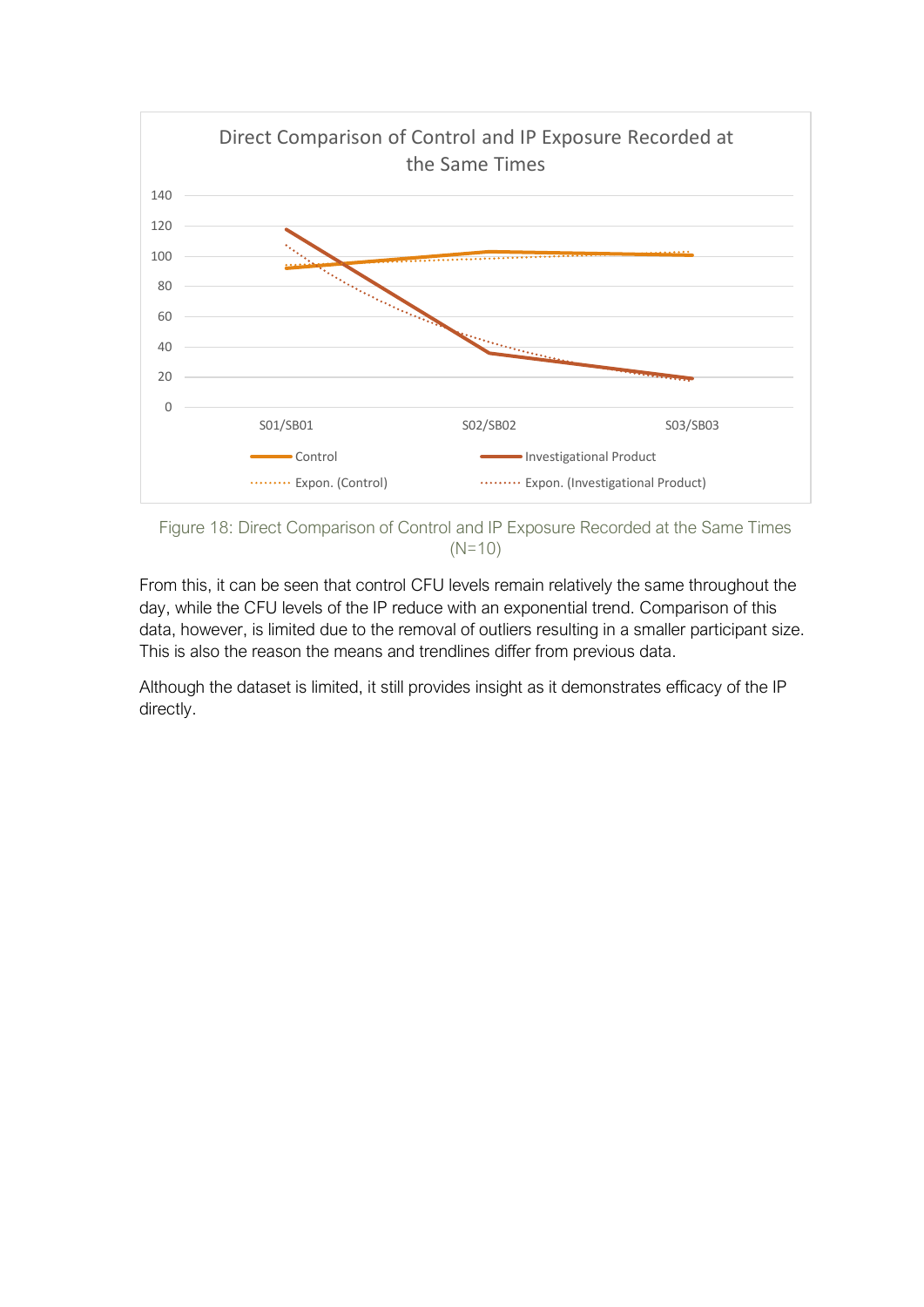Figure 18: Direct Comparison of Control and IP Exposure Recorded at the Same Times (N=10)

From this, it can be seen that control CFU levels remain relatively the same throughout the day, while the CFU levels of the IP reduce with an exponential trend. Comparison of this data, however, is limited due to the removal of outliers resulting in a smaller participant size. This is also the reason the means and trendlines differ from previous data.

Although the dataset is limited, it still provides insight as it demonstrates efficacy of the IP directly.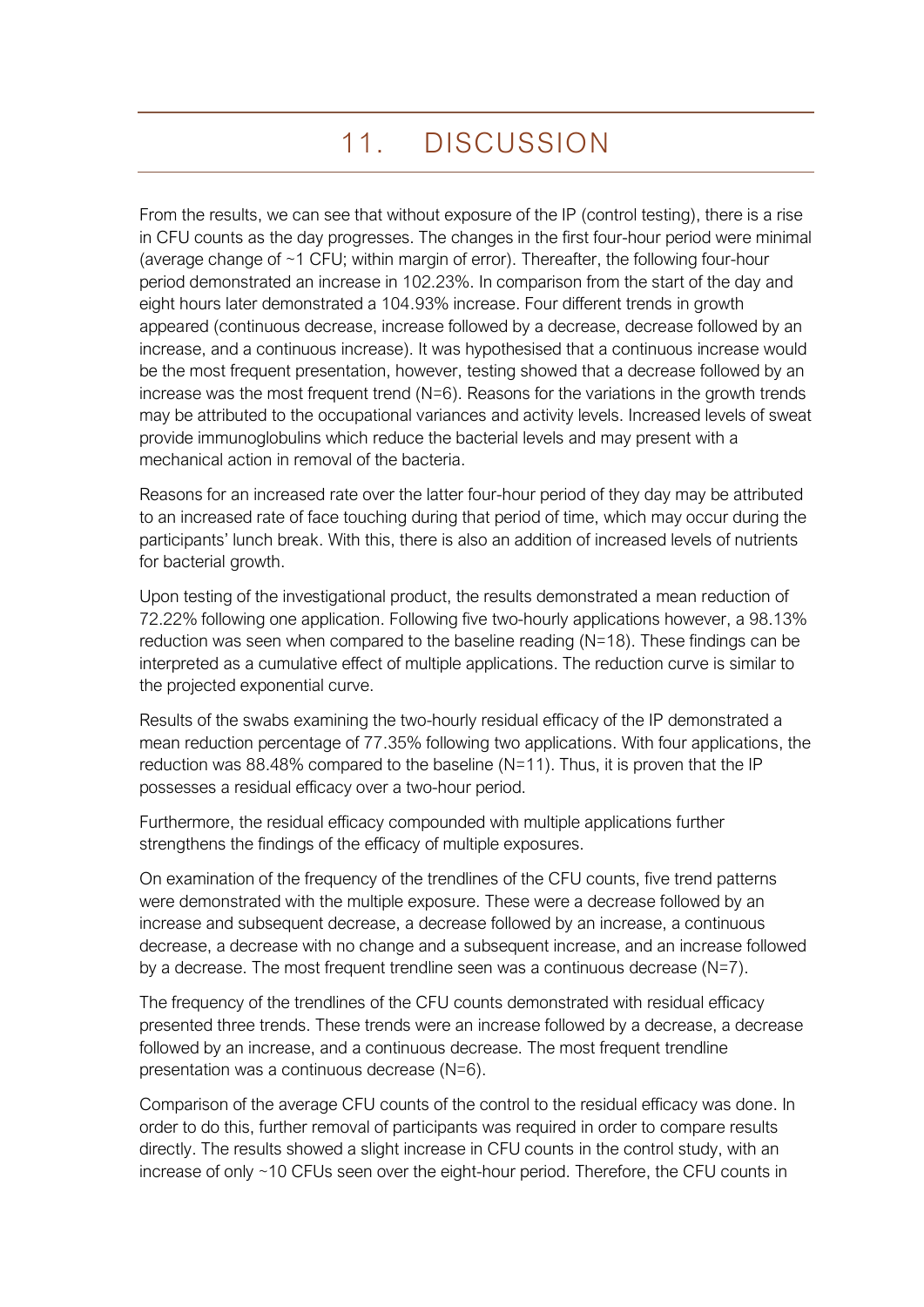# 11. DISCUSSION

From the results, we can see that without exposure of the IP (control testing), there is a rise in CFU counts as the day progresses. The changes in the first four-hour period were minimal (average change of ~1 CFU; within margin of error). Thereafter, the following four-hour period demonstrated an increase in 102.23%. In comparison from the start of the day and eight hours later demonstrated a 104.93% increase. Four different trends in growth appeared (continuous decrease, increase followed by a decrease, decrease followed by an increase, and a continuous increase). It was hypothesised that a continuous increase would be the most frequent presentation, however, testing showed that a decrease followed by an increase was the most frequent trend (N=6). Reasons for the variations in the growth trends may be attributed to the occupational variances and activity levels. Increased levels of sweat provide immunoglobulins which reduce the bacterial levels and may present with a mechanical action in removal of the bacteria.

Reasons for an increased rate over the latter four-hour period of they day may be attributed to an increased rate of face touching during that period of time, which may occur during the participants' lunch break. With this, there is also an addition of increased levels of nutrients for bacterial growth.

Upon testing of the investigational product, the results demonstrated a mean reduction of 72.22% following one application. Following five two-hourly applications however, a 98.13% reduction was seen when compared to the baseline reading (N=18). These findings can be interpreted as a cumulative effect of multiple applications. The reduction curve is similar to the projected exponential curve.

Results of the swabs examining the two-hourly residual efficacy of the IP demonstrated a mean reduction percentage of 77.35% following two applications. With four applications, the reduction was 88.48% compared to the baseline (N=11). Thus, it is proven that the IP possesses a residual efficacy over a two-hour period.

Furthermore, the residual efficacy compounded with multiple applications further strengthens the findings of the efficacy of multiple exposures.

On examination of the frequency of the trendlines of the CFU counts, five trend patterns were demonstrated with the multiple exposure. These were a decrease followed by an increase and subsequent decrease, a decrease followed by an increase, a continuous decrease, a decrease with no change and a subsequent increase, and an increase followed by a decrease. The most frequent trendline seen was a continuous decrease (N=7).

The frequency of the trendlines of the CFU counts demonstrated with residual efficacy presented three trends. These trends were an increase followed by a decrease, a decrease followed by an increase, and a continuous decrease. The most frequent trendline presentation was a continuous decrease (N=6).

Comparison of the average CFU counts of the control to the residual efficacy was done. In order to do this, further removal of participants was required in order to compare results directly. The results showed a slight increase in CFU counts in the control study, with an increase of only ~10 CFUs seen over the eight-hour period. Therefore, the CFU counts in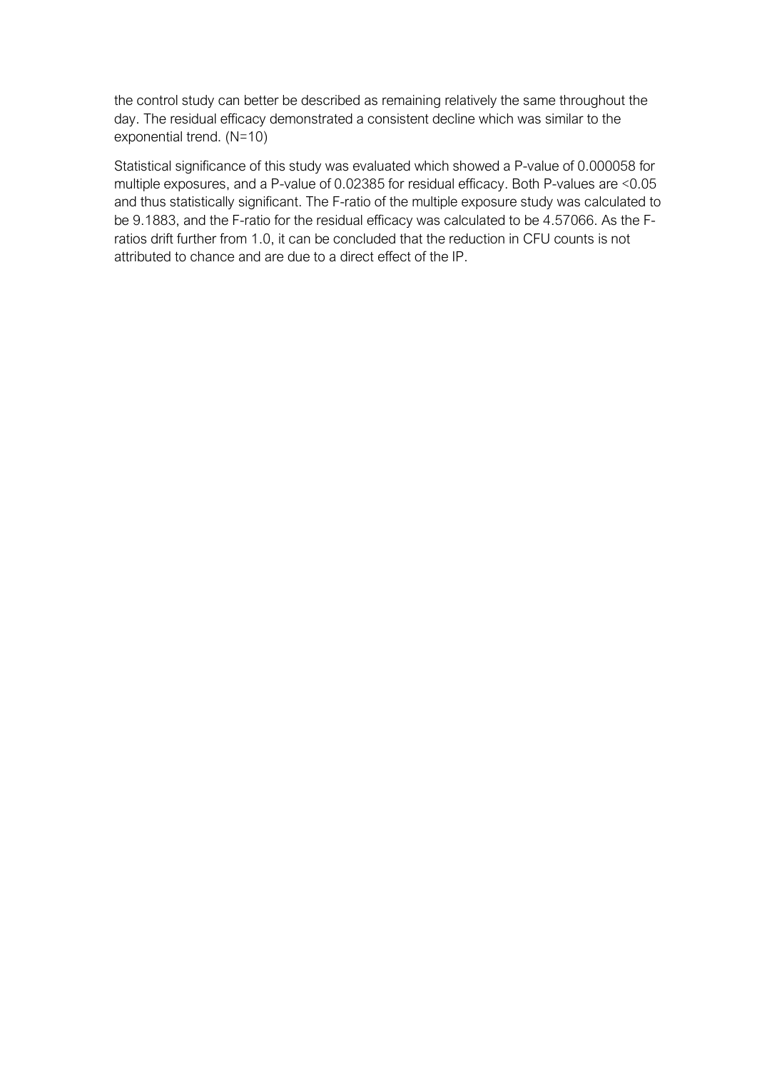the control study can better be described as remaining relatively the same throughout the day. The residual efficacy demonstrated a consistent decline which was similar to the exponential trend. (N=10)

Statistical significance of this study was evaluated which showed a P-value of 0.000058 for multiple exposures, and a P-value of 0.02385 for residual efficacy. Both P-values are <0.05 and thus statistically significant. The F-ratio of the multiple exposure study was calculated to be 9.1883, and the F-ratio for the residual efficacy was calculated to be 4.57066. As the F-ratios drift further from 1.0, it can be concluded that the reduction in CFU counts is not attributed to chance and are due to a direct effect of the IP.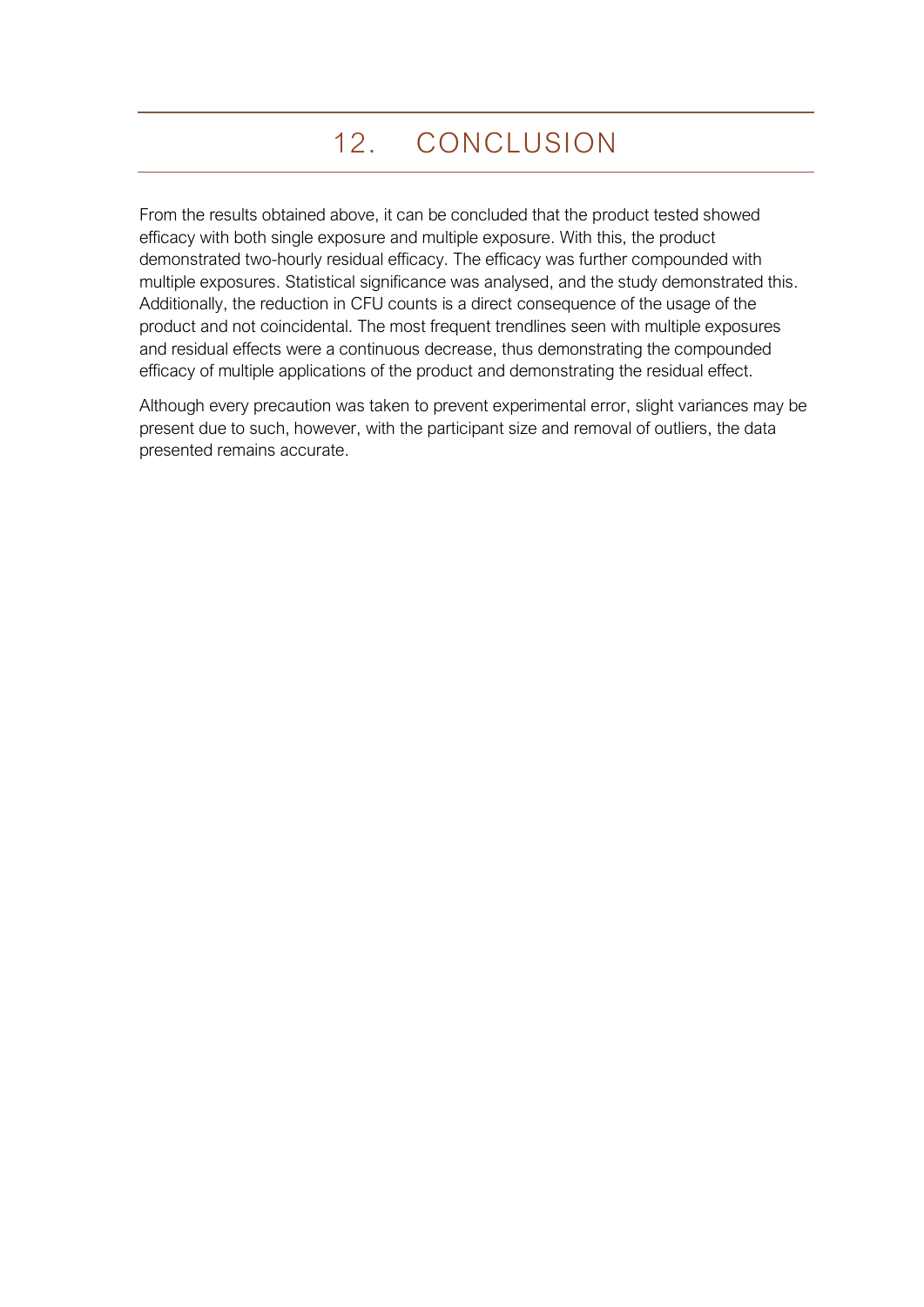# 12. CONCLUSION

From the results obtained above, it can be concluded that the product tested showed efficacy with both single exposure and multiple exposure. With this, the product demonstrated two-hourly residual efficacy. The efficacy was further compounded with multiple exposures. Statistical significance was analysed, and the study demonstrated this. Additionally, the reduction in CFU counts is a direct consequence of the usage of the product and not coincidental. The most frequent trendlines seen with multiple exposures and residual effects were a continuous decrease, thus demonstrating the compounded efficacy of multiple applications of the product and demonstrating the residual effect.

Although every precaution was taken to prevent experimental error, slight variances may be present due to such, however, with the participant size and removal of outliers, the data presented remains accurate.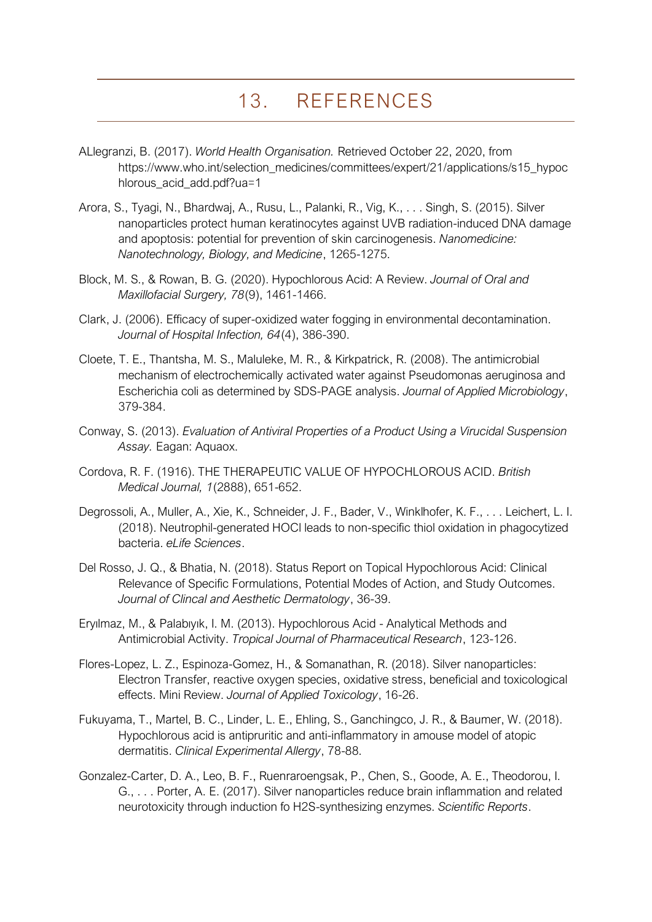# 13. REFERENCES

ALlegranzi, B. (2017). *World Health Organisation.* Retrieved October 22, 2020, from https://www.who.int/selection_medicines/committees/expert/21/applications/s15_hypochlorous_acid_add.pdf?ua=1

Arora, S., Tyagi, N., Bhardwaj, A., Rusu, L., Palanki, R., Vig, K., . . . Singh, S. (2015). Silver nanoparticles protect human keratinocytes against UVB radiation-induced DNA damage and apoptosis: potential for prevention of skin carcinogenesis. *Nanomedicine: Nanotechnology, Biology, and Medicine*, 1265-1275.

Block, M. S., & Rowan, B. G. (2020). Hypochlorous Acid: A Review. *Journal of Oral and Maxillofacial Surgery, 78*(9), 1461-1466.

Clark, J. (2006). Efficacy of super-oxidized water fogging in environmental decontamination. *Journal of Hospital Infection, 64*(4), 386-390.

Cloete, T. E., Thantsha, M. S., Maluleke, M. R., & Kirkpatrick, R. (2008). The antimicrobial mechanism of electrochemically activated water against Pseudomonas aeruginosa and Escherichia coli as determined by SDS-PAGE analysis. *Journal of Applied Microbiology*, 379-384.

Conway, S. (2013). *Evaluation of Antiviral Properties of a Product Using a Virucidal Suspension Assay.* Eagan: Aquaox.

Cordova, R. F. (1916). THE THERAPEUTIC VALUE OF HYPOCHLOROUS ACID. *British Medical Journal, 1*(2888), 651-652.

Degrossoli, A., Muller, A., Xie, K., Schneider, J. F., Bader, V., Winklhofer, K. F., . . . Leichert, L. I. (2018). Neutrophil-generated HOCl leads to non-specific thiol oxidation in phagocytized bacteria. *eLife Sciences*.

Del Rosso, J. Q., & Bhatia, N. (2018). Status Report on Topical Hypochlorous Acid: Clinical Relevance of Specific Formulations, Potential Modes of Action, and Study Outcomes. *Journal of Clincal and Aesthetic Dermatology*, 36-39.

Eryılmaz, M., & Palabıyık, I. M. (2013). Hypochlorous Acid - Analytical Methods and Antimicrobial Activity. *Tropical Journal of Pharmaceutical Research*, 123-126.

Flores-Lopez, L. Z., Espinoza-Gomez, H., & Somanathan, R. (2018). Silver nanoparticles: Electron Transfer, reactive oxygen species, oxidative stress, beneficial and toxicological effects. Mini Review. *Journal of Applied Toxicology*, 16-26.

Fukuyama, T., Martel, B. C., Linder, L. E., Ehling, S., Ganchingco, J. R., & Baumer, W. (2018). Hypochlorous acid is antipruritic and anti-inflammatory in amouse model of atopic dermatitis. *Clinical Experimental Allergy*, 78-88.

Gonzalez-Carter, D. A., Leo, B. F., Ruenraroengsak, P., Chen, S., Goode, A. E., Theodorou, I. G., . . . Porter, A. E. (2017). Silver nanoparticles reduce brain inflammation and related neurotoxicity through induction fo H2S-synthesizing enzymes. *Scientific Reports*.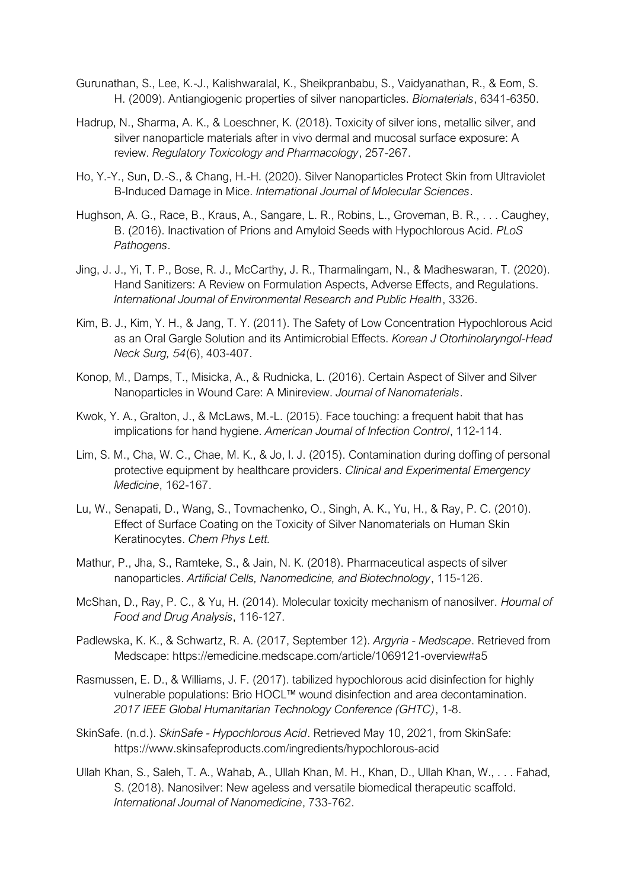Gurunathan, S., Lee, K.-J., Kalishwaralal, K., Sheikpranbabu, S., Vaidyanathan, R., & Eom, S. H. (2009). Antiangiogenic properties of silver nanoparticles. *Biomaterials*, 6341-6350.

Hadrup, N., Sharma, A. K., & Loeschner, K. (2018). Toxicity of silver ions, metallic silver, and silver nanoparticle materials after in vivo dermal and mucosal surface exposure: A review. *Regulatory Toxicology and Pharmacology*, 257-267.

Ho, Y.-Y., Sun, D.-S., & Chang, H.-H. (2020). Silver Nanoparticles Protect Skin from Ultraviolet B-Induced Damage in Mice. *International Journal of Molecular Sciences*.

Hughson, A. G., Race, B., Kraus, A., Sangare, L. R., Robins, L., Groveman, B. R., . . . Caughey, B. (2016). Inactivation of Prions and Amyloid Seeds with Hypochlorous Acid. *PLoS Pathogens*.

Jing, J. J., Yi, T. P., Bose, R. J., McCarthy, J. R., Tharmalingam, N., & Madheswaran, T. (2020). Hand Sanitizers: A Review on Formulation Aspects, Adverse Effects, and Regulations. *International Journal of Environmental Research and Public Health*, 3326.

Kim, B. J., Kim, Y. H., & Jang, T. Y. (2011). The Safety of Low Concentration Hypochlorous Acid as an Oral Gargle Solution and its Antimicrobial Effects. *Korean J Otorhinolaryngol-Head Neck Surg, 54*(6), 403-407.

Konop, M., Damps, T., Misicka, A., & Rudnicka, L. (2016). Certain Aspect of Silver and Silver Nanoparticles in Wound Care: A Minireview. *Journal of Nanomaterials*.

Kwok, Y. A., Gralton, J., & McLaws, M.-L. (2015). Face touching: a frequent habit that has implications for hand hygiene. *American Journal of Infection Control*, 112-114.

Lim, S. M., Cha, W. C., Chae, M. K., & Jo, I. J. (2015). Contamination during doffing of personal protective equipment by healthcare providers. *Clinical and Experimental Emergency Medicine*, 162-167.

Lu, W., Senapati, D., Wang, S., Tovmachenko, O., Singh, A. K., Yu, H., & Ray, P. C. (2010). Effect of Surface Coating on the Toxicity of Silver Nanomaterials on Human Skin Keratinocytes. *Chem Phys Lett.*

Mathur, P., Jha, S., Ramteke, S., & Jain, N. K. (2018). Pharmaceutical aspects of silver nanoparticles. *Artificial Cells, Nanomedicine, and Biotechnology*, 115-126.

McShan, D., Ray, P. C., & Yu, H. (2014). Molecular toxicity mechanism of nanosilver. *Hournal of Food and Drug Analysis*, 116-127.

Padlewska, K. K., & Schwartz, R. A. (2017, September 12). *Argyria - Medscape*. Retrieved from Medscape: https://emedicine.medscape.com/article/1069121-overview#a5

Rasmussen, E. D., & Williams, J. F. (2017). tabilized hypochlorous acid disinfection for highly vulnerable populations: Brio HOCL™ wound disinfection and area decontamination. *2017 IEEE Global Humanitarian Technology Conference (GHTC)*, 1-8.

SkinSafe. (n.d.). *SkinSafe - Hypochlorous Acid*. Retrieved May 10, 2021, from SkinSafe: https://www.skinsafeproducts.com/ingredients/hypochlorous-acid

Ullah Khan, S., Saleh, T. A., Wahab, A., Ullah Khan, M. H., Khan, D., Ullah Khan, W., . . . Fahad, S. (2018). Nanosilver: New ageless and versatile biomedical therapeutic scaffold. *International Journal of Nanomedicine*, 733-762.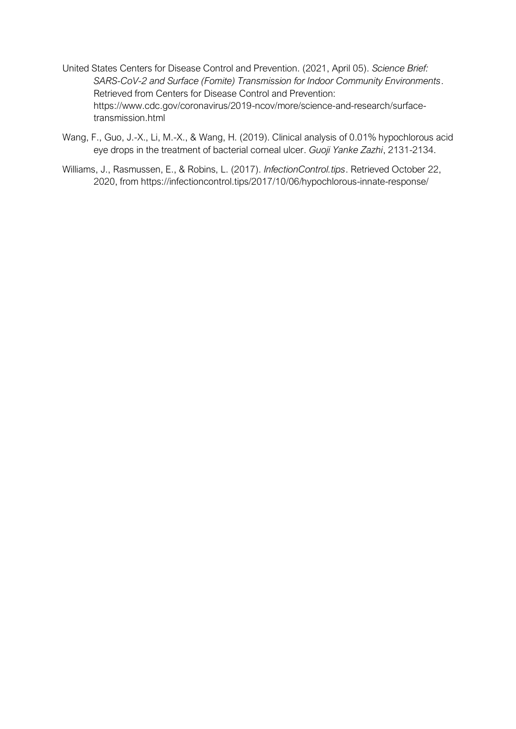United States Centers for Disease Control and Prevention. (2021, April 05). *Science Brief: SARS-CoV-2 and Surface (Fomite) Transmission for Indoor Community Environments*. Retrieved from Centers for Disease Control and Prevention: https://www.cdc.gov/coronavirus/2019-ncov/more/science-and-research/surface-transmission.html

Wang, F., Guo, J.-X., Li, M.-X., & Wang, H. (2019). Clinical analysis of 0.01% hypochlorous acid eye drops in the treatment of bacterial corneal ulcer. *Guoji Yanke Zazhi*, 2131-2134.

Williams, J., Rasmussen, E., & Robins, L. (2017). *InfectionControl.tips*. Retrieved October 22, 2020, from https://infectioncontrol.tips/2017/10/06/hypochlorous-innate-response/